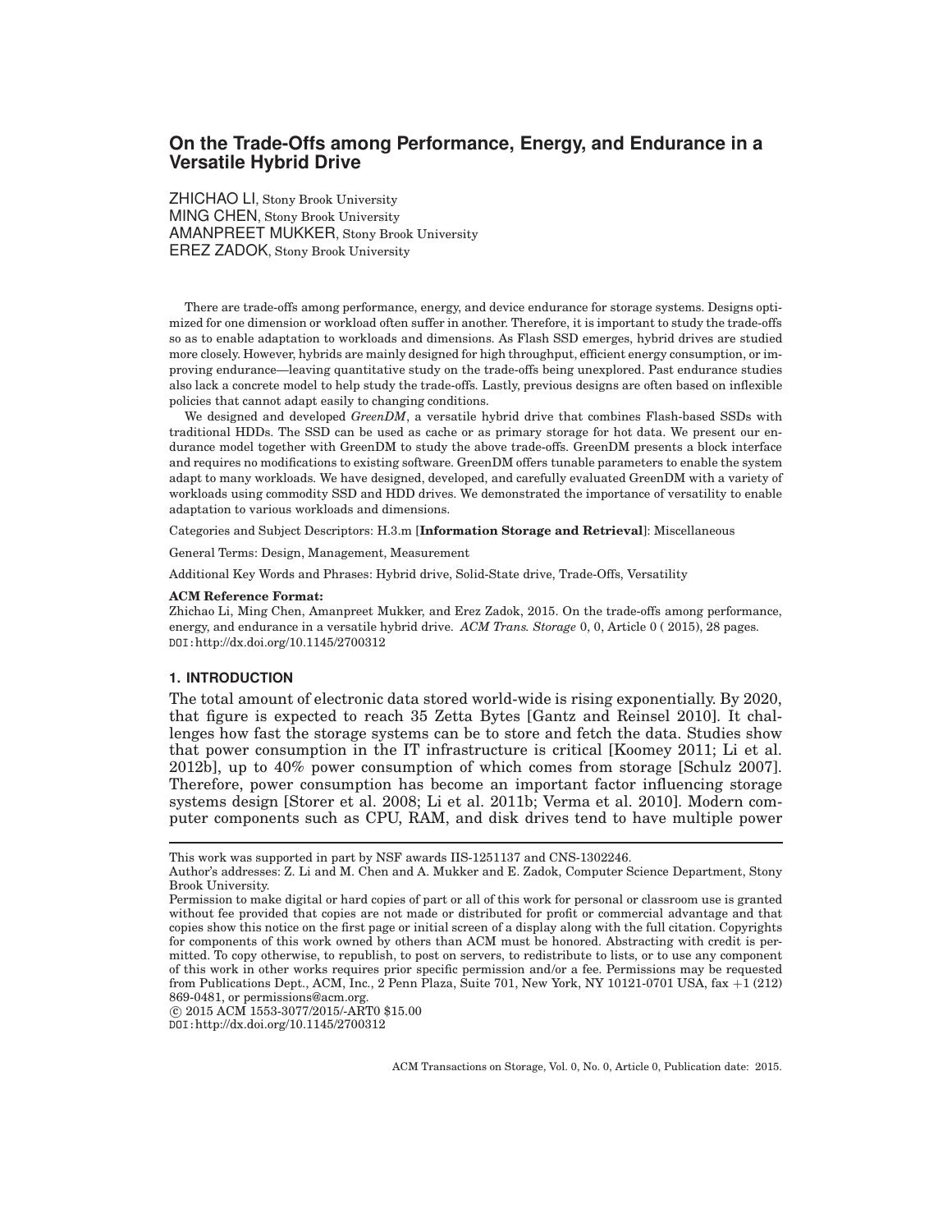# On the Trade-Offs among Performance, Energy, and Endurance in a Versatile Hybrid Drive

ZHICHAO LI, Stony Brook University
MING CHEN, Stony Brook University
AMANPREET MUKKER, Stony Brook University
EREZ ZADOK, Stony Brook University

There are trade-offs among performance, energy, and device endurance for storage systems. Designs optimized for one dimension or workload often suffer in another. Therefore, it is important to study the trade-offs so as to enable adaptation to workloads and dimensions. As Flash SSD emerges, hybrid drives are studied more closely. However, hybrids are mainly designed for high throughput, efficient energy consumption, or improving endurance—leaving quantitative study on the trade-offs being unexplored. Past endurance studies also lack a concrete model to help study the trade-offs. Lastly, previous designs are often based on inflexible policies that cannot adapt easily to changing conditions.

We designed and developed *GreenDM*, a versatile hybrid drive that combines Flash-based SSDs with traditional HDDs. The SSD can be used as cache or as primary storage for hot data. We present our endurance model together with GreenDM to study the above trade-offs. GreenDM presents a block interface and requires no modifications to existing software. GreenDM offers tunable parameters to enable the system adapt to many workloads. We have designed, developed, and carefully evaluated GreenDM with a variety of workloads using commodity SSD and HDD drives. We demonstrated the importance of versatility to enable adaptation to various workloads and dimensions.

Categories and Subject Descriptors: H.3.m [**Information Storage and Retrieval**]: Miscellaneous

General Terms: Design, Management, Measurement

Additional Key Words and Phrases: Hybrid drive, Solid-State drive, Trade-Offs, Versatility

**ACM Reference Format:**
Zhichao Li, Ming Chen, Amanpreet Mukker, and Erez Zadok, 2015. On the trade-offs among performance, energy, and endurance in a versatile hybrid drive. *ACM Trans. Storage* 0, 0, Article 0 ( 2015), 28 pages.
DOI:http://dx.doi.org/10.1145/2700312

## 1. INTRODUCTION

The total amount of electronic data stored world-wide is rising exponentially. By 2020, that figure is expected to reach 35 Zetta Bytes [Gantz and Reinsel 2010]. It challenges how fast the storage systems can be to store and fetch the data. Studies show that power consumption in the IT infrastructure is critical [Koomey 2011; Li et al. 2012b], up to 40% power consumption of which comes from storage [Schulz 2007]. Therefore, power consumption has become an important factor influencing storage systems design [Storer et al. 2008; Li et al. 2011b; Verma et al. 2010]. Modern computer components such as CPU, RAM, and disk drives tend to have multiple power

---

This work was supported in part by NSF awards IIS-1251137 and CNS-1302246.
Author's addresses: Z. Li and M. Chen and A. Mukker and E. Zadok, Computer Science Department, Stony Brook University.
Permission to make digital or hard copies of part or all of this work for personal or classroom use is granted without fee provided that copies are not made or distributed for profit or commercial advantage and that copies show this notice on the first page or initial screen of a display along with the full citation. Copyrights for components of this work owned by others than ACM must be honored. Abstracting with credit is permitted. To copy otherwise, to republish, to post on servers, to redistribute to lists, or to use any component of this work in other works requires prior specific permission and/or a fee. Permissions may be requested from Publications Dept., ACM, Inc., 2 Penn Plaza, Suite 701, New York, NY 10121-0701 USA, fax +1 (212) 869-0481, or permissions@acm.org.
© 2015 ACM 1553-3077/2015/-ART0 $15.00
DOI:http://dx.doi.org/10.1145/2700312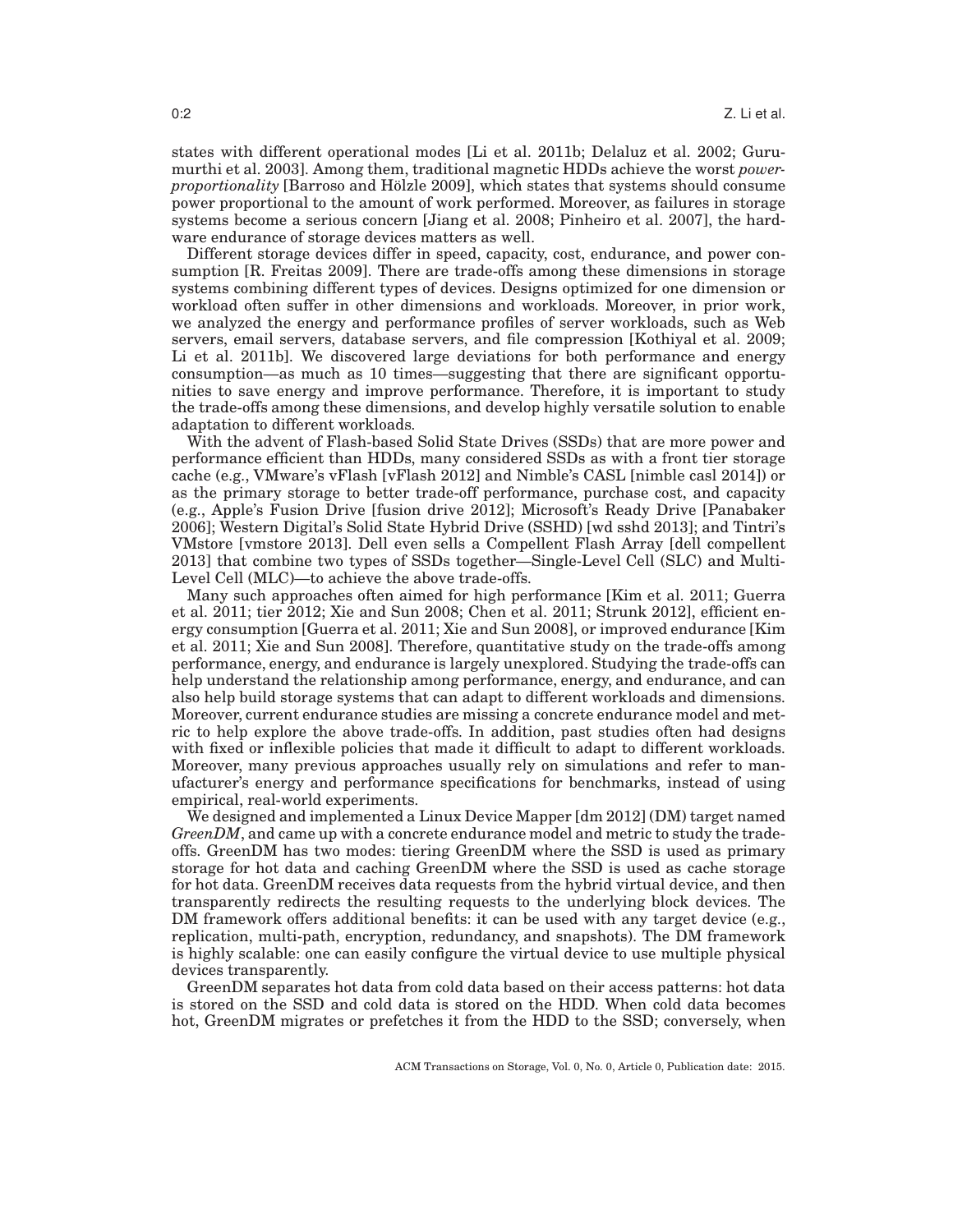states with different operational modes [Li et al. 2011b; Delaluz et al. 2002; Gurumurthi et al. 2003]. Among them, traditional magnetic HDDs achieve the worst *power-proportionality* [Barroso and Hölzle 2009], which states that systems should consume power proportional to the amount of work performed. Moreover, as failures in storage systems become a serious concern [Jiang et al. 2008; Pinheiro et al. 2007], the hardware endurance of storage devices matters as well.

Different storage devices differ in speed, capacity, cost, endurance, and power consumption [R. Freitas 2009]. There are trade-offs among these dimensions in storage systems combining different types of devices. Designs optimized for one dimension or workload often suffer in other dimensions and workloads. Moreover, in prior work, we analyzed the energy and performance profiles of server workloads, such as Web servers, email servers, database servers, and file compression [Kothiyal et al. 2009; Li et al. 2011b]. We discovered large deviations for both performance and energy consumption—as much as 10 times—suggesting that there are significant opportunities to save energy and improve performance. Therefore, it is important to study the trade-offs among these dimensions, and develop highly versatile solution to enable adaptation to different workloads.

With the advent of Flash-based Solid State Drives (SSDs) that are more power and performance efficient than HDDs, many considered SSDs as with a front tier storage cache (e.g., VMware's vFlash [vFlash 2012] and Nimble's CASL [nimble casl 2014]) or as the primary storage to better trade-off performance, purchase cost, and capacity (e.g., Apple's Fusion Drive [fusion drive 2012]; Microsoft's Ready Drive [Panabaker 2006]; Western Digital's Solid State Hybrid Drive (SSHD) [wd sshd 2013]; and Tintri's VMstore [vmstore 2013]. Dell even sells a Compellent Flash Array [dell compellent 2013] that combine two types of SSDs together—Single-Level Cell (SLC) and Multi-Level Cell (MLC)—to achieve the above trade-offs.

Many such approaches often aimed for high performance [Kim et al. 2011; Guerra et al. 2011; tier 2012; Xie and Sun 2008; Chen et al. 2011; Strunk 2012], efficient energy consumption [Guerra et al. 2011; Xie and Sun 2008], or improved endurance [Kim et al. 2011; Xie and Sun 2008]. Therefore, quantitative study on the trade-offs among performance, energy, and endurance is largely unexplored. Studying the trade-offs can help understand the relationship among performance, energy, and endurance, and can also help build storage systems that can adapt to different workloads and dimensions. Moreover, current endurance studies are missing a concrete endurance model and metric to help explore the above trade-offs. In addition, past studies often had designs with fixed or inflexible policies that made it difficult to adapt to different workloads. Moreover, many previous approaches usually rely on simulations and refer to manufacturer's energy and performance specifications for benchmarks, instead of using empirical, real-world experiments.

We designed and implemented a Linux Device Mapper [dm 2012] (DM) target named *GreenDM*, and came up with a concrete endurance model and metric to study the trade-offs. GreenDM has two modes: tiering GreenDM where the SSD is used as primary storage for hot data and caching GreenDM where the SSD is used as cache storage for hot data. GreenDM receives data requests from the hybrid virtual device, and then transparently redirects the resulting requests to the underlying block devices. The DM framework offers additional benefits: it can be used with any target device (e.g., replication, multi-path, encryption, redundancy, and snapshots). The DM framework is highly scalable: one can easily configure the virtual device to use multiple physical devices transparently.

GreenDM separates hot data from cold data based on their access patterns: hot data is stored on the SSD and cold data is stored on the HDD. When cold data becomes hot, GreenDM migrates or prefetches it from the HDD to the SSD; conversely, when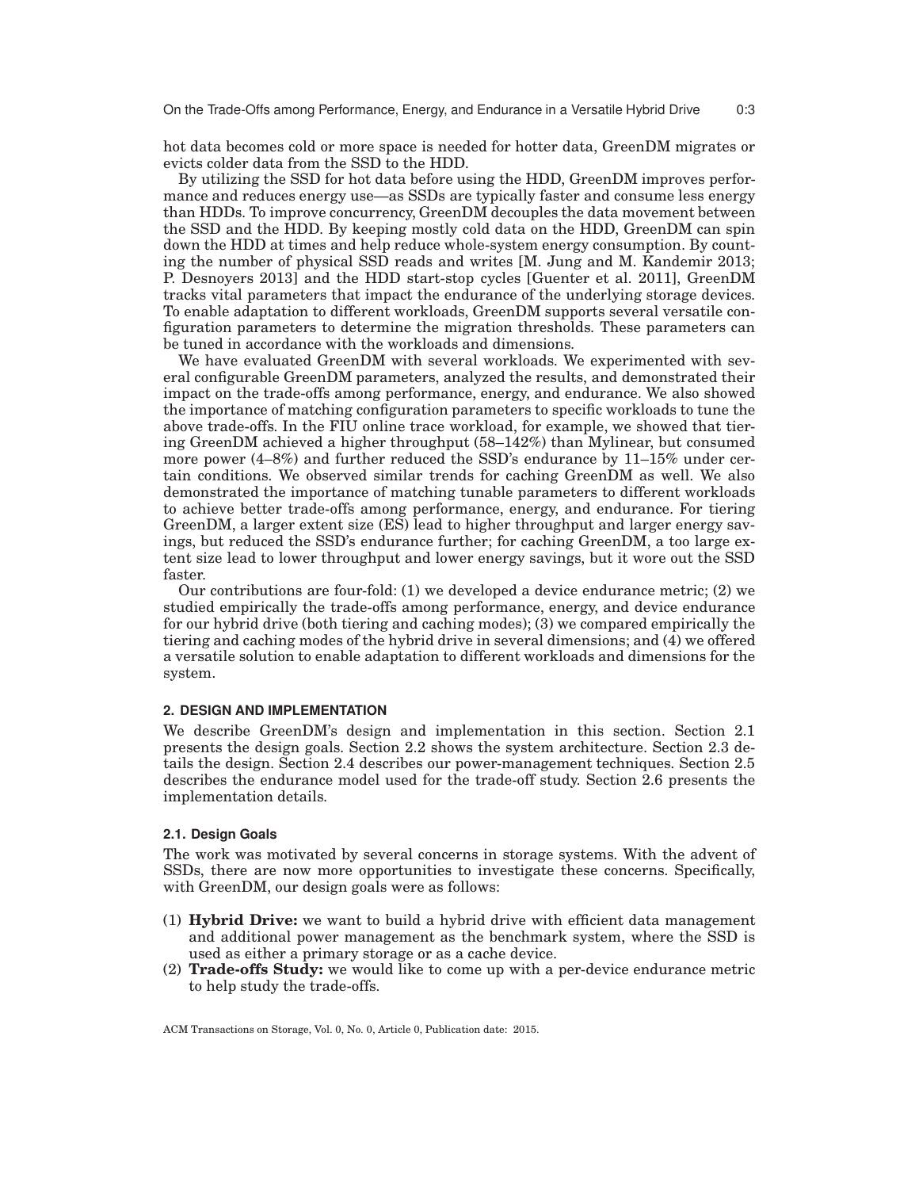hot data becomes cold or more space is needed for hotter data, GreenDM migrates or evicts colder data from the SSD to the HDD.

By utilizing the SSD for hot data before using the HDD, GreenDM improves performance and reduces energy use—as SSDs are typically faster and consume less energy than HDDs. To improve concurrency, GreenDM decouples the data movement between the SSD and the HDD. By keeping mostly cold data on the HDD, GreenDM can spin down the HDD at times and help reduce whole-system energy consumption. By counting the number of physical SSD reads and writes [M. Jung and M. Kandemir 2013; P. Desnoyers 2013] and the HDD start-stop cycles [Guenter et al. 2011], GreenDM tracks vital parameters that impact the endurance of the underlying storage devices. To enable adaptation to different workloads, GreenDM supports several versatile configuration parameters to determine the migration thresholds. These parameters can be tuned in accordance with the workloads and dimensions.

We have evaluated GreenDM with several workloads. We experimented with several configurable GreenDM parameters, analyzed the results, and demonstrated their impact on the trade-offs among performance, energy, and endurance. We also showed the importance of matching configuration parameters to specific workloads to tune the above trade-offs. In the FIU online trace workload, for example, we showed that tiering GreenDM achieved a higher throughput (58–142%) than Mylinear, but consumed more power (4–8%) and further reduced the SSD's endurance by 11–15% under certain conditions. We observed similar trends for caching GreenDM as well. We also demonstrated the importance of matching tunable parameters to different workloads to achieve better trade-offs among performance, energy, and endurance. For tiering GreenDM, a larger extent size (ES) lead to higher throughput and larger energy savings, but reduced the SSD's endurance further; for caching GreenDM, a too large extent size lead to lower throughput and lower energy savings, but it wore out the SSD faster.

Our contributions are four-fold: (1) we developed a device endurance metric; (2) we studied empirically the trade-offs among performance, energy, and device endurance for our hybrid drive (both tiering and caching modes); (3) we compared empirically the tiering and caching modes of the hybrid drive in several dimensions; and (4) we offered a versatile solution to enable adaptation to different workloads and dimensions for the system.

## 2. DESIGN AND IMPLEMENTATION

We describe GreenDM's design and implementation in this section. Section 2.1 presents the design goals. Section 2.2 shows the system architecture. Section 2.3 details the design. Section 2.4 describes our power-management techniques. Section 2.5 describes the endurance model used for the trade-off study. Section 2.6 presents the implementation details.

### 2.1. Design Goals

The work was motivated by several concerns in storage systems. With the advent of SSDs, there are now more opportunities to investigate these concerns. Specifically, with GreenDM, our design goals were as follows:

(1) **Hybrid Drive:** we want to build a hybrid drive with efficient data management and additional power management as the benchmark system, where the SSD is used as either a primary storage or as a cache device.
(2) **Trade-offs Study:** we would like to come up with a per-device endurance metric to help study the trade-offs.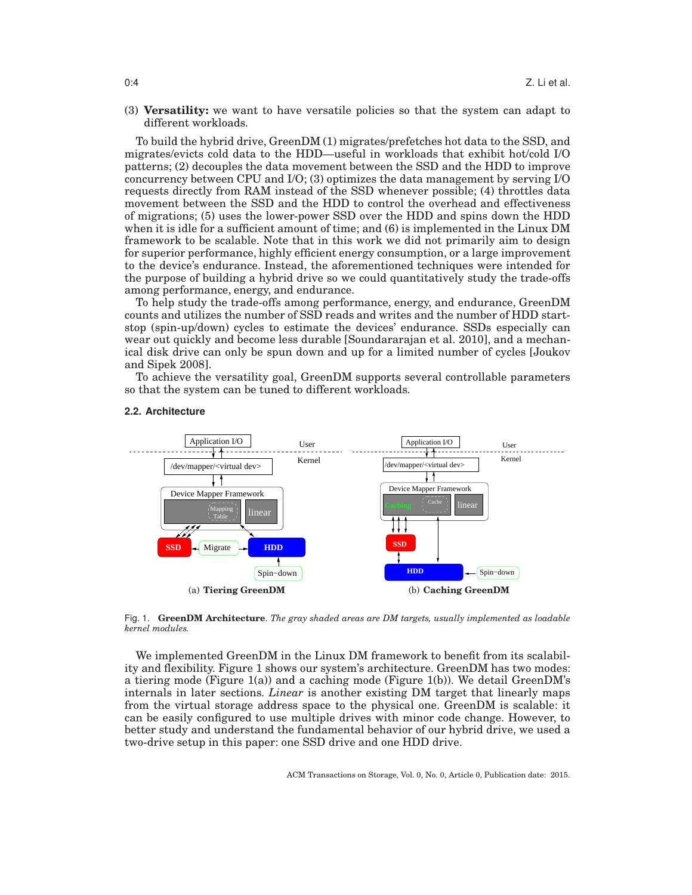(3) **Versatility:** we want to have versatile policies so that the system can adapt to different workloads.

To build the hybrid drive, GreenDM (1) migrates/prefetches hot data to the SSD, and migrates/evicts cold data to the HDD—useful in workloads that exhibit hot/cold I/O patterns; (2) decouples the data movement between the SSD and the HDD to improve concurrency between CPU and I/O; (3) optimizes the data management by serving I/O requests directly from RAM instead of the SSD whenever possible; (4) throttles data movement between the SSD and the HDD to control the overhead and effectiveness of migrations; (5) uses the lower-power SSD over the HDD and spins down the HDD when it is idle for a sufficient amount of time; and (6) is implemented in the Linux DM framework to be scalable. Note that in this work we did not primarily aim to design for superior performance, highly efficient energy consumption, or a large improvement to the device's endurance. Instead, the aforementioned techniques were intended for the purpose of building a hybrid drive so we could quantitatively study the trade-offs among performance, energy, and endurance.

To help study the trade-offs among performance, energy, and endurance, GreenDM counts and utilizes the number of SSD reads and writes and the number of HDD start-stop (spin-up/down) cycles to estimate the devices' endurance. SSDs especially can wear out quickly and become less durable [Soundararajan et al. 2010], and a mechanical disk drive can only be spun down and up for a limited number of cycles [Joukov and Sipek 2008].

To achieve the versatility goal, GreenDM supports several controllable parameters so that the system can be tuned to different workloads.

### 2.2. Architecture

(a) **Tiering GreenDM** (b) **Caching GreenDM**

Fig. 1. **GreenDM Architecture**. *The gray shaded areas are DM targets, usually implemented as loadable kernel modules.*

We implemented GreenDM in the Linux DM framework to benefit from its scalability and flexibility. Figure 1 shows our system's architecture. GreenDM has two modes: a tiering mode (Figure 1(a)) and a caching mode (Figure 1(b)). We detail GreenDM's internals in later sections. *Linear* is another existing DM target that linearly maps from the virtual storage address space to the physical one. GreenDM is scalable: it can be easily configured to use multiple drives with minor code change. However, to better study and understand the fundamental behavior of our hybrid drive, we used a two-drive setup in this paper: one SSD drive and one HDD drive.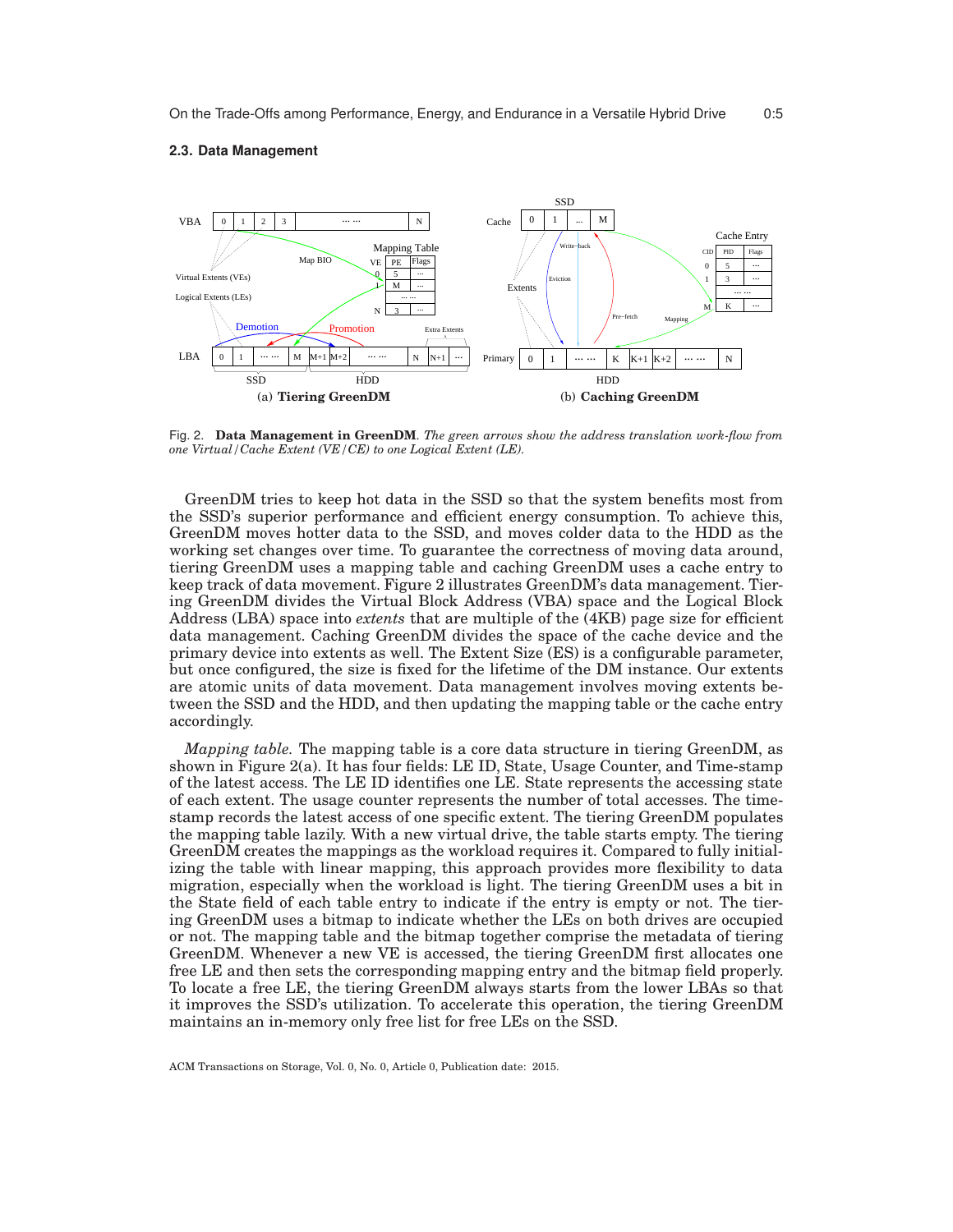### 2.3. Data Management

Fig. 2. **Data Management in GreenDM**. *The green arrows show the address translation work-flow from one Virtual/Cache Extent (VE/CE) to one Logical Extent (LE).*

GreenDM tries to keep hot data in the SSD so that the system benefits most from the SSD's superior performance and efficient energy consumption. To achieve this, GreenDM moves hotter data to the SSD, and moves colder data to the HDD as the working set changes over time. To guarantee the correctness of moving data around, tiering GreenDM uses a mapping table and caching GreenDM uses a cache entry to keep track of data movement. Figure 2 illustrates GreenDM's data management. Tiering GreenDM divides the Virtual Block Address (VBA) space and the Logical Block Address (LBA) space into *extents* that are multiple of the (4KB) page size for efficient data management. Caching GreenDM divides the space of the cache device and the primary device into extents as well. The Extent Size (ES) is a configurable parameter, but once configured, the size is fixed for the lifetime of the DM instance. Our extents are atomic units of data movement. Data management involves moving extents between the SSD and the HDD, and then updating the mapping table or the cache entry accordingly.

*Mapping table.* The mapping table is a core data structure in tiering GreenDM, as shown in Figure 2(a). It has four fields: LE ID, State, Usage Counter, and Time-stamp of the latest access. The LE ID identifies one LE. State represents the accessing state of each extent. The usage counter represents the number of total accesses. The timestamp records the latest access of one specific extent. The tiering GreenDM populates the mapping table lazily. With a new virtual drive, the table starts empty. The tiering GreenDM creates the mappings as the workload requires it. Compared to fully initializing the table with linear mapping, this approach provides more flexibility to data migration, especially when the workload is light. The tiering GreenDM uses a bit in the State field of each table entry to indicate if the entry is empty or not. The tiering GreenDM uses a bitmap to indicate whether the LEs on both drives are occupied or not. The mapping table and the bitmap together comprise the metadata of tiering GreenDM. Whenever a new VE is accessed, the tiering GreenDM first allocates one free LE and then sets the corresponding mapping entry and the bitmap field properly. To locate a free LE, the tiering GreenDM always starts from the lower LBAs so that it improves the SSD's utilization. To accelerate this operation, the tiering GreenDM maintains an in-memory only free list for free LEs on the SSD.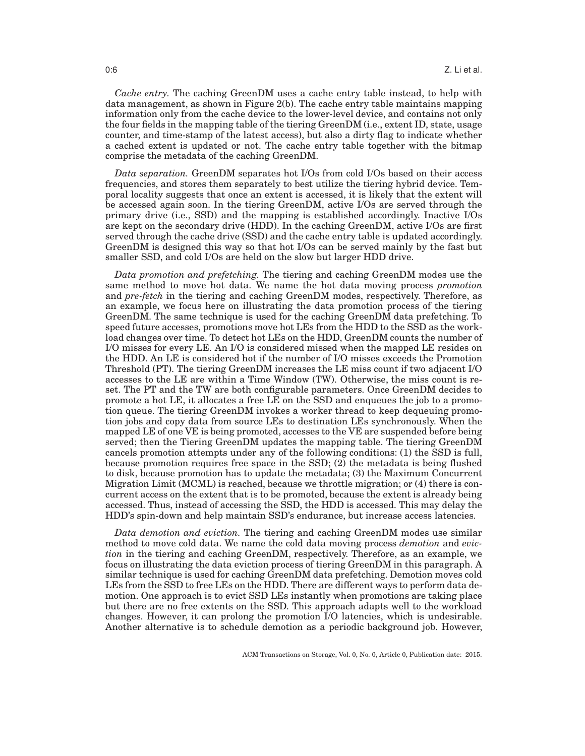*Cache entry.* The caching GreenDM uses a cache entry table instead, to help with data management, as shown in Figure 2(b). The cache entry table maintains mapping information only from the cache device to the lower-level device, and contains not only the four fields in the mapping table of the tiering GreenDM (i.e., extent ID, state, usage counter, and time-stamp of the latest access), but also a dirty flag to indicate whether a cached extent is updated or not. The cache entry table together with the bitmap comprise the metadata of the caching GreenDM.

*Data separation.* GreenDM separates hot I/Os from cold I/Os based on their access frequencies, and stores them separately to best utilize the tiering hybrid device. Temporal locality suggests that once an extent is accessed, it is likely that the extent will be accessed again soon. In the tiering GreenDM, active I/Os are served through the primary drive (i.e., SSD) and the mapping is established accordingly. Inactive I/Os are kept on the secondary drive (HDD). In the caching GreenDM, active I/Os are first served through the cache drive (SSD) and the cache entry table is updated accordingly. GreenDM is designed this way so that hot I/Os can be served mainly by the fast but smaller SSD, and cold I/Os are held on the slow but larger HDD drive.

*Data promotion and prefetching.* The tiering and caching GreenDM modes use the same method to move hot data. We name the hot data moving process *promotion* and *pre-fetch* in the tiering and caching GreenDM modes, respectively. Therefore, as an example, we focus here on illustrating the data promotion process of the tiering GreenDM. The same technique is used for the caching GreenDM data prefetching. To speed future accesses, promotions move hot LEs from the HDD to the SSD as the workload changes over time. To detect hot LEs on the HDD, GreenDM counts the number of I/O misses for every LE. An I/O is considered missed when the mapped LE resides on the HDD. An LE is considered hot if the number of I/O misses exceeds the Promotion Threshold (PT). The tiering GreenDM increases the LE miss count if two adjacent I/O accesses to the LE are within a Time Window (TW). Otherwise, the miss count is reset. The PT and the TW are both configurable parameters. Once GreenDM decides to promote a hot LE, it allocates a free LE on the SSD and enqueues the job to a promotion queue. The tiering GreenDM invokes a worker thread to keep dequeuing promotion jobs and copy data from source LEs to destination LEs synchronously. When the mapped LE of one VE is being promoted, accesses to the VE are suspended before being served; then the Tiering GreenDM updates the mapping table. The tiering GreenDM cancels promotion attempts under any of the following conditions: (1) the SSD is full, because promotion requires free space in the SSD; (2) the metadata is being flushed to disk, because promotion has to update the metadata; (3) the Maximum Concurrent Migration Limit (MCML) is reached, because we throttle migration; or (4) there is concurrent access on the extent that is to be promoted, because the extent is already being accessed. Thus, instead of accessing the SSD, the HDD is accessed. This may delay the HDD's spin-down and help maintain SSD's endurance, but increase access latencies.

*Data demotion and eviction.* The tiering and caching GreenDM modes use similar method to move cold data. We name the cold data moving process *demotion* and *eviction* in the tiering and caching GreenDM, respectively. Therefore, as an example, we focus on illustrating the data eviction process of tiering GreenDM in this paragraph. A similar technique is used for caching GreenDM data prefetching. Demotion moves cold LEs from the SSD to free LEs on the HDD. There are different ways to perform data demotion. One approach is to evict SSD LEs instantly when promotions are taking place but there are no free extents on the SSD. This approach adapts well to the workload changes. However, it can prolong the promotion I/O latencies, which is undesirable. Another alternative is to schedule demotion as a periodic background job. However,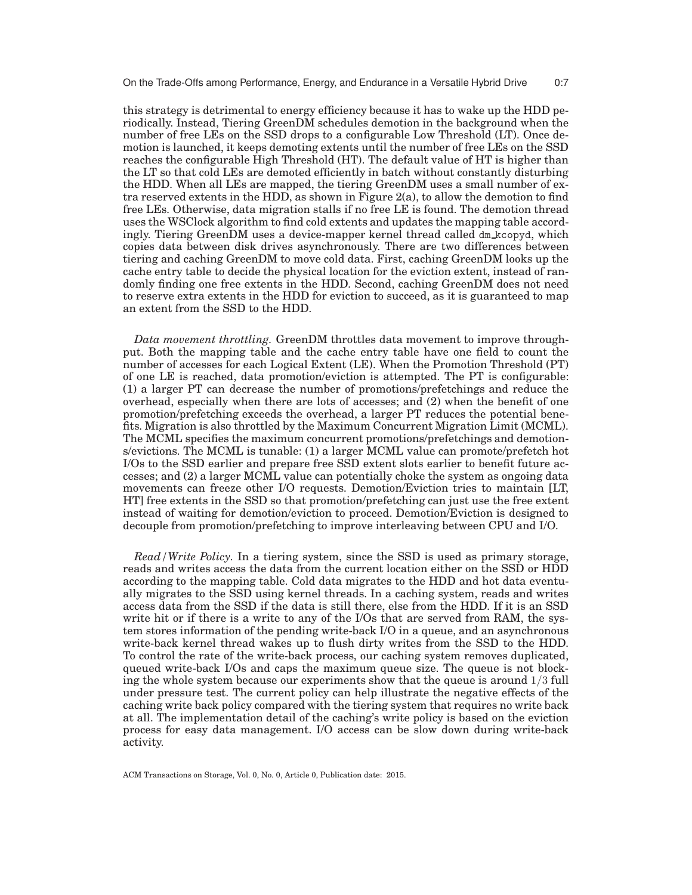this strategy is detrimental to energy efficiency because it has to wake up the HDD periodically. Instead, Tiering GreenDM schedules demotion in the background when the number of free LEs on the SSD drops to a configurable Low Threshold (LT). Once demotion is launched, it keeps demoting extents until the number of free LEs on the SSD reaches the configurable High Threshold (HT). The default value of HT is higher than the LT so that cold LEs are demoted efficiently in batch without constantly disturbing the HDD. When all LEs are mapped, the tiering GreenDM uses a small number of extra reserved extents in the HDD, as shown in Figure 2(a), to allow the demotion to find free LEs. Otherwise, data migration stalls if no free LE is found. The demotion thread uses the WSClock algorithm to find cold extents and updates the mapping table accordingly. Tiering GreenDM uses a device-mapper kernel thread called dm_kcopyd, which copies data between disk drives asynchronously. There are two differences between tiering and caching GreenDM to move cold data. First, caching GreenDM looks up the cache entry table to decide the physical location for the eviction extent, instead of randomly finding one free extents in the HDD. Second, caching GreenDM does not need to reserve extra extents in the HDD for eviction to succeed, as it is guaranteed to map an extent from the SSD to the HDD.

*Data movement throttling.* GreenDM throttles data movement to improve throughput. Both the mapping table and the cache entry table have one field to count the number of accesses for each Logical Extent (LE). When the Promotion Threshold (PT) of one LE is reached, data promotion/eviction is attempted. The PT is configurable: (1) a larger PT can decrease the number of promotions/prefetchings and reduce the overhead, especially when there are lots of accesses; and (2) when the benefit of one promotion/prefetching exceeds the overhead, a larger PT reduces the potential benefits. Migration is also throttled by the Maximum Concurrent Migration Limit (MCML). The MCML specifies the maximum concurrent promotions/prefetchings and demotions/evictions. The MCML is tunable: (1) a larger MCML value can promote/prefetch hot I/Os to the SSD earlier and prepare free SSD extent slots earlier to benefit future accesses; and (2) a larger MCML value can potentially choke the system as ongoing data movements can freeze other I/O requests. Demotion/Eviction tries to maintain [LT, HT] free extents in the SSD so that promotion/prefetching can just use the free extent instead of waiting for demotion/eviction to proceed. Demotion/Eviction is designed to decouple from promotion/prefetching to improve interleaving between CPU and I/O.

*Read/Write Policy.* In a tiering system, since the SSD is used as primary storage, reads and writes access the data from the current location either on the SSD or HDD according to the mapping table. Cold data migrates to the HDD and hot data eventually migrates to the SSD using kernel threads. In a caching system, reads and writes access data from the SSD if the data is still there, else from the HDD. If it is an SSD write hit or if there is a write to any of the I/Os that are served from RAM, the system stores information of the pending write-back I/O in a queue, and an asynchronous write-back kernel thread wakes up to flush dirty writes from the SSD to the HDD. To control the rate of the write-back process, our caching system removes duplicated, queued write-back I/Os and caps the maximum queue size. The queue is not blocking the whole system because our experiments show that the queue is around $1/3$ full under pressure test. The current policy can help illustrate the negative effects of the caching write back policy compared with the tiering system that requires no write back at all. The implementation detail of the caching's write policy is based on the eviction process for easy data management. I/O access can be slow down during write-back activity.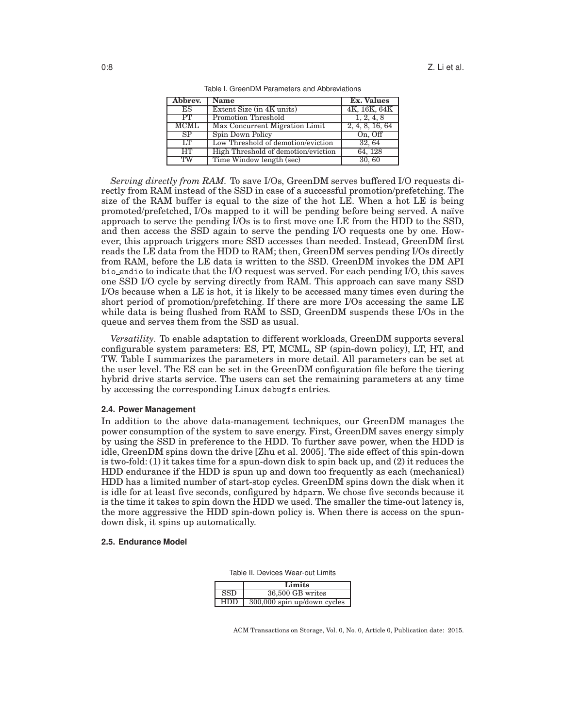Table I. GreenDM Parameters and Abbreviations

| Abbrev. | Name | Ex. Values |
|---|---|---|
| ES | Extent Size (in 4K units) | 4K, 16K, 64K |
| PT | Promotion Threshold | 1, 2, 4, 8 |
| MCML | Max Concurrent Migration Limit | 2, 4, 8, 16, 64 |
| SP | Spin Down Policy | On, Off |
| LT | Low Threshold of demotion/eviction | 32, 64 |
| HT | High Threshold of demotion/eviction | 64, 128 |
| TW | Time Window length (sec) | 30, 60 |

*Serving directly from RAM.* To save I/Os, GreenDM serves buffered I/O requests directly from RAM instead of the SSD in case of a successful promotion/prefetching. The size of the RAM buffer is equal to the size of the hot LE. When a hot LE is being promoted/prefetched, I/Os mapped to it will be pending before being served. A naïve approach to serve the pending I/Os is to first move one LE from the HDD to the SSD, and then access the SSD again to serve the pending I/O requests one by one. However, this approach triggers more SSD accesses than needed. Instead, GreenDM first reads the LE data from the HDD to RAM; then, GreenDM serves pending I/Os directly from RAM, before the LE data is written to the SSD. GreenDM invokes the DM API `bio_endio` to indicate that the I/O request was served. For each pending I/O, this saves one SSD I/O cycle by serving directly from RAM. This approach can save many SSD I/Os because when a LE is hot, it is likely to be accessed many times even during the short period of promotion/prefetching. If there are more I/Os accessing the same LE while data is being flushed from RAM to SSD, GreenDM suspends these I/Os in the queue and serves them from the SSD as usual.

*Versatility.* To enable adaptation to different workloads, GreenDM supports several configurable system parameters: ES, PT, MCML, SP (spin-down policy), LT, HT, and TW. Table I summarizes the parameters in more detail. All parameters can be set at the user level. The ES can be set in the GreenDM configuration file before the tiering hybrid drive starts service. The users can set the remaining parameters at any time by accessing the corresponding Linux `debugfs` entries.

### 2.4. Power Management

In addition to the above data-management techniques, our GreenDM manages the power consumption of the system to save energy. First, GreenDM saves energy simply by using the SSD in preference to the HDD. To further save power, when the HDD is idle, GreenDM spins down the drive [Zhu et al. 2005]. The side effect of this spin-down is two-fold: (1) it takes time for a spun-down disk to spin back up, and (2) it reduces the HDD endurance if the HDD is spun up and down too frequently as each (mechanical) HDD has a limited number of start-stop cycles. GreenDM spins down the disk when it is idle for at least five seconds, configured by `hdparm`. We chose five seconds because it is the time it takes to spin down the HDD we used. The smaller the time-out latency is, the more aggressive the HDD spin-down policy is. When there is access on the spun-down disk, it spins up automatically.

### 2.5. Endurance Model

Table II. Devices Wear-out Limits

| | Limits |
|---|---|
| SSD | 36,500 GB writes |
| HDD | 300,000 spin up/down cycles |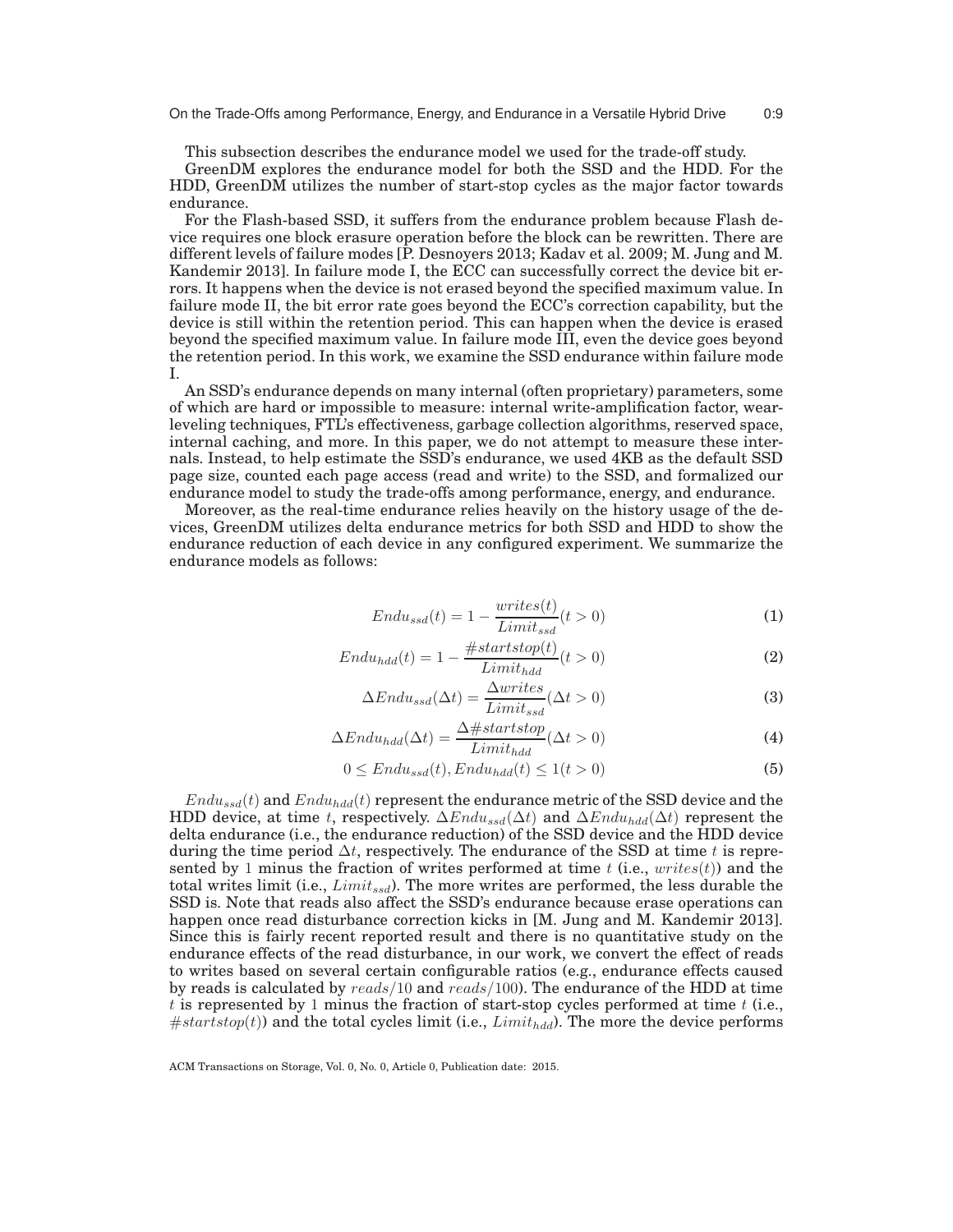This subsection describes the endurance model we used for the trade-off study.

GreenDM explores the endurance model for both the SSD and the HDD. For the HDD, GreenDM utilizes the number of start-stop cycles as the major factor towards endurance.

For the Flash-based SSD, it suffers from the endurance problem because Flash device requires one block erasure operation before the block can be rewritten. There are different levels of failure modes [P. Desnoyers 2013; Kadav et al. 2009; M. Jung and M. Kandemir 2013]. In failure mode I, the ECC can successfully correct the device bit errors. It happens when the device is not erased beyond the specified maximum value. In failure mode II, the bit error rate goes beyond the ECC's correction capability, but the device is still within the retention period. This can happen when the device is erased beyond the specified maximum value. In failure mode III, even the device goes beyond the retention period. In this work, we examine the SSD endurance within failure mode I.

An SSD's endurance depends on many internal (often proprietary) parameters, some of which are hard or impossible to measure: internal write-amplification factor, wear-leveling techniques, FTL's effectiveness, garbage collection algorithms, reserved space, internal caching, and more. In this paper, we do not attempt to measure these internals. Instead, to help estimate the SSD's endurance, we used 4KB as the default SSD page size, counted each page access (read and write) to the SSD, and formalized our endurance model to study the trade-offs among performance, energy, and endurance.

Moreover, as the real-time endurance relies heavily on the history usage of the devices, GreenDM utilizes delta endurance metrics for both SSD and HDD to show the endurance reduction of each device in any configured experiment. We summarize the endurance models as follows:

$$Endu_{ssd}(t) = 1 - \frac{writes(t)}{Limit_{ssd}} (t > 0) \tag{1}$$

$$Endu_{hdd}(t) = 1 - \frac{\#startstop(t)}{Limit_{hdd}} (t > 0) \tag{2}$$

$$\Delta Endu_{ssd}(\Delta t) = \frac{\Delta writes}{Limit_{ssd}} (\Delta t > 0) \tag{3}$$

$$\Delta Endu_{hdd}(\Delta t) = \frac{\Delta \#startstop}{Limit_{hdd}} (\Delta t > 0) \tag{4}$$

$$0 \leq Endu_{ssd}(t), Endu_{hdd}(t) \leq 1 (t > 0) \tag{5}$$

$Endu_{ssd}(t)$ and $Endu_{hdd}(t)$ represent the endurance metric of the SSD device and the HDD device, at time $t$, respectively. $\Delta Endu_{ssd}(\Delta t)$ and $\Delta Endu_{hdd}(\Delta t)$ represent the delta endurance (i.e., the endurance reduction) of the SSD device and the HDD device during the time period $\Delta t$, respectively. The endurance of the SSD at time $t$ is represented by 1 minus the fraction of writes performed at time $t$ (i.e., $writes(t)$) and the total writes limit (i.e., $Limit_{ssd}$). The more writes are performed, the less durable the SSD is. Note that reads also affect the SSD's endurance because erase operations can happen once read disturbance correction kicks in [M. Jung and M. Kandemir 2013]. Since this is fairly recent reported result and there is no quantitative study on the endurance effects of the read disturbance, in our work, we convert the effect of reads to writes based on several certain configurable ratios (e.g., endurance effects caused by reads is calculated by $reads/10$ and $reads/100$). The endurance of the HDD at time $t$ is represented by 1 minus the fraction of start-stop cycles performed at time $t$ (i.e., $\#startstop(t)$) and the total cycles limit (i.e., $Limit_{hdd}$). The more the device performs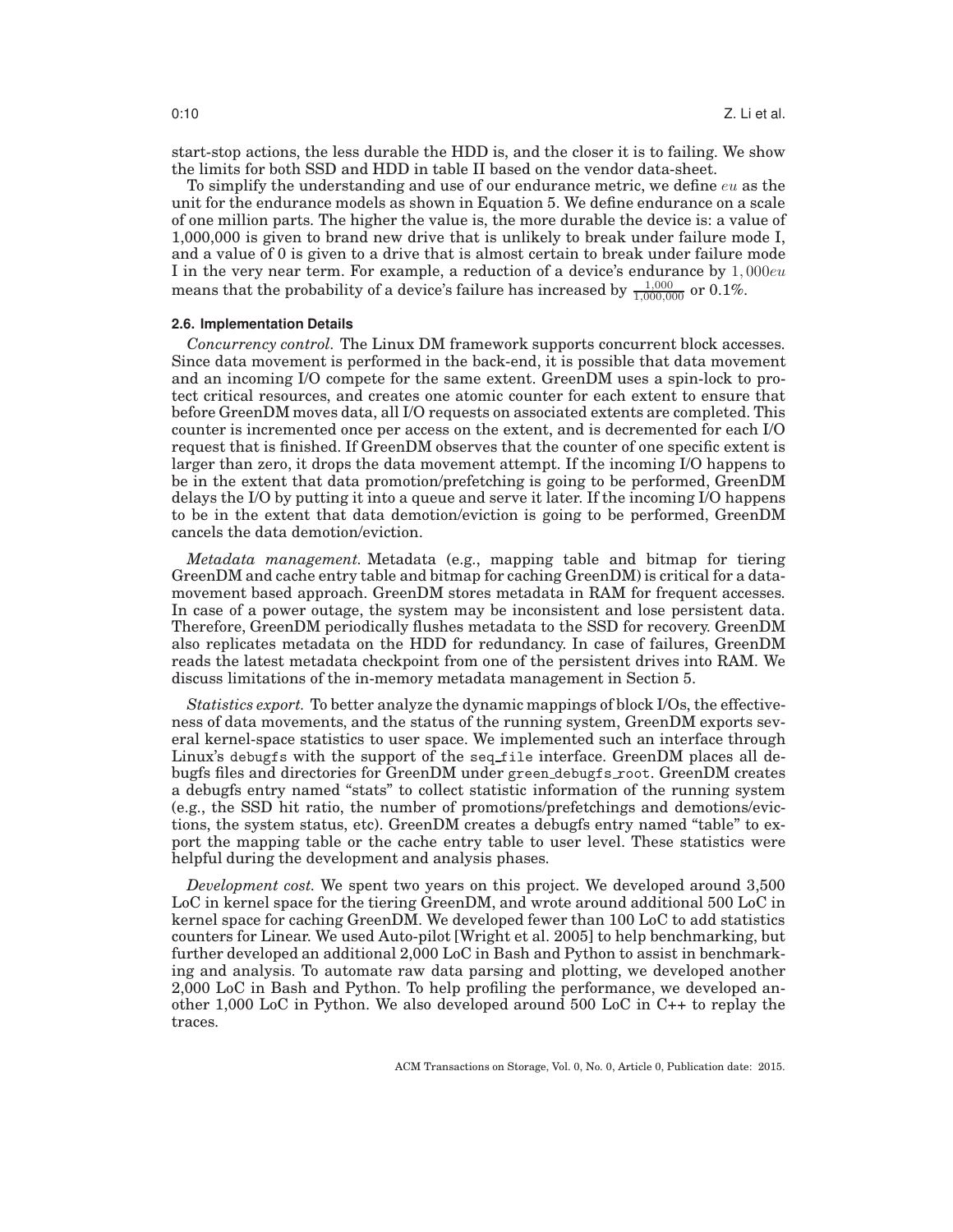start-stop actions, the less durable the HDD is, and the closer it is to failing. We show the limits for both SSD and HDD in table II based on the vendor data-sheet.

To simplify the understanding and use of our endurance metric, we define $eu$ as the unit for the endurance models as shown in Equation 5. We define endurance on a scale of one million parts. The higher the value is, the more durable the device is: a value of 1,000,000 is given to brand new drive that is unlikely to break under failure mode I, and a value of 0 is given to a drive that is almost certain to break under failure mode I in the very near term. For example, a reduction of a device's endurance by $1,000eu$ means that the probability of a device's failure has increased by $\frac{1,000}{1,000,000}$ or 0.1%.

### 2.6. Implementation Details

*Concurrency control.* The Linux DM framework supports concurrent block accesses. Since data movement is performed in the back-end, it is possible that data movement and an incoming I/O compete for the same extent. GreenDM uses a spin-lock to protect critical resources, and creates one atomic counter for each extent to ensure that before GreenDM moves data, all I/O requests on associated extents are completed. This counter is incremented once per access on the extent, and is decremented for each I/O request that is finished. If GreenDM observes that the counter of one specific extent is larger than zero, it drops the data movement attempt. If the incoming I/O happens to be in the extent that data promotion/prefetching is going to be performed, GreenDM delays the I/O by putting it into a queue and serve it later. If the incoming I/O happens to be in the extent that data demotion/eviction is going to be performed, GreenDM cancels the data demotion/eviction.

*Metadata management.* Metadata (e.g., mapping table and bitmap for tiering GreenDM and cache entry table and bitmap for caching GreenDM) is critical for a data-movement based approach. GreenDM stores metadata in RAM for frequent accesses. In case of a power outage, the system may be inconsistent and lose persistent data. Therefore, GreenDM periodically flushes metadata to the SSD for recovery. GreenDM also replicates metadata on the HDD for redundancy. In case of failures, GreenDM reads the latest metadata checkpoint from one of the persistent drives into RAM. We discuss limitations of the in-memory metadata management in Section 5.

*Statistics export.* To better analyze the dynamic mappings of block I/Os, the effectiveness of data movements, and the status of the running system, GreenDM exports several kernel-space statistics to user space. We implemented such an interface through Linux's `debugfs` with the support of the `seq_file` interface. GreenDM places all debugfs files and directories for GreenDM under `green_debugfs_root`. GreenDM creates a debugfs entry named "stats" to collect statistic information of the running system (e.g., the SSD hit ratio, the number of promotions/prefetchings and demotions/evictions, the system status, etc). GreenDM creates a debugfs entry named "table" to export the mapping table or the cache entry table to user level. These statistics were helpful during the development and analysis phases.

*Development cost.* We spent two years on this project. We developed around 3,500 LoC in kernel space for the tiering GreenDM, and wrote around additional 500 LoC in kernel space for caching GreenDM. We developed fewer than 100 LoC to add statistics counters for Linear. We used Auto-pilot [Wright et al. 2005] to help benchmarking, but further developed an additional 2,000 LoC in Bash and Python to assist in benchmarking and analysis. To automate raw data parsing and plotting, we developed another 2,000 LoC in Bash and Python. To help profiling the performance, we developed another 1,000 LoC in Python. We also developed around 500 LoC in C++ to replay the traces.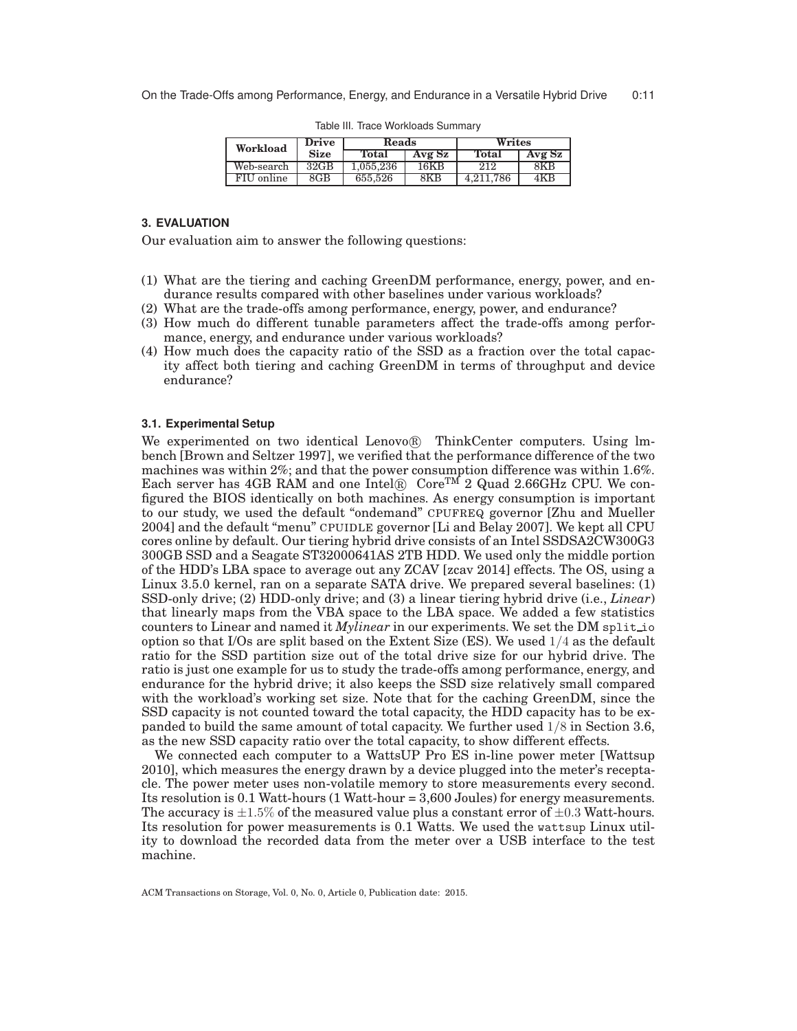Table III. Trace Workloads Summary

| Workload | Drive Size | Reads | | Writes | |
|---|---|---|---|---|---|
| | | Total | Avg Sz | Total | Avg Sz |
| Web-search | 32GB | 1,055,236 | 16KB | 212 | 8KB |
| FIU online | 8GB | 655,526 | 8KB | 4,211,786 | 4KB |

## 3. EVALUATION

Our evaluation aim to answer the following questions:

(1) What are the tiering and caching GreenDM performance, energy, power, and endurance results compared with other baselines under various workloads?
(2) What are the trade-offs among performance, energy, power, and endurance?
(3) How much do different tunable parameters affect the trade-offs among performance, energy, and endurance under various workloads?
(4) How much does the capacity ratio of the SSD as a fraction over the total capacity affect both tiering and caching GreenDM in terms of throughput and device endurance?

### 3.1. Experimental Setup

We experimented on two identical Lenovo® ThinkCenter computers. Using lmbench [Brown and Seltzer 1997], we verified that the performance difference of the two machines was within 2%; and that the power consumption difference was within 1.6%. Each server has 4GB RAM and one Intel® Core™ 2 Quad 2.66GHz CPU. We configured the BIOS identically on both machines. As energy consumption is important to our study, we used the default "ondemand" CPUFREQ governor [Zhu and Mueller 2004] and the default "menu" CPUIDLE governor [Li and Belay 2007]. We kept all CPU cores online by default. Our tiering hybrid drive consists of an Intel SSDSA2CW300G3 300GB SSD and a Seagate ST32000641AS 2TB HDD. We used only the middle portion of the HDD's LBA space to average out any ZCAV [zcav 2014] effects. The OS, using a Linux 3.5.0 kernel, ran on a separate SATA drive. We prepared several baselines: (1) SSD-only drive; (2) HDD-only drive; and (3) a linear tiering hybrid drive (i.e., *Linear*) that linearly maps from the VBA space to the LBA space. We added a few statistics counters to Linear and named it *Mylinear* in our experiments. We set the DM split_io option so that I/Os are split based on the Extent Size (ES). We used $1/4$ as the default ratio for the SSD partition size out of the total drive size for our hybrid drive. The ratio is just one example for us to study the trade-offs among performance, energy, and endurance for the hybrid drive; it also keeps the SSD size relatively small compared with the workload's working set size. Note that for the caching GreenDM, since the SSD capacity is not counted toward the total capacity, the HDD capacity has to be expanded to build the same amount of total capacity. We further used $1/8$ in Section 3.6, as the new SSD capacity ratio over the total capacity, to show different effects.

We connected each computer to a WattsUP Pro ES in-line power meter [Wattsup 2010], which measures the energy drawn by a device plugged into the meter's receptacle. The power meter uses non-volatile memory to store measurements every second. Its resolution is 0.1 Watt-hours (1 Watt-hour = 3,600 Joules) for energy measurements. The accuracy is $\pm 1.5\%$ of the measured value plus a constant error of $\pm 0.3$ Watt-hours. Its resolution for power measurements is 0.1 Watts. We used the wattsup Linux utility to download the recorded data from the meter over a USB interface to the test machine.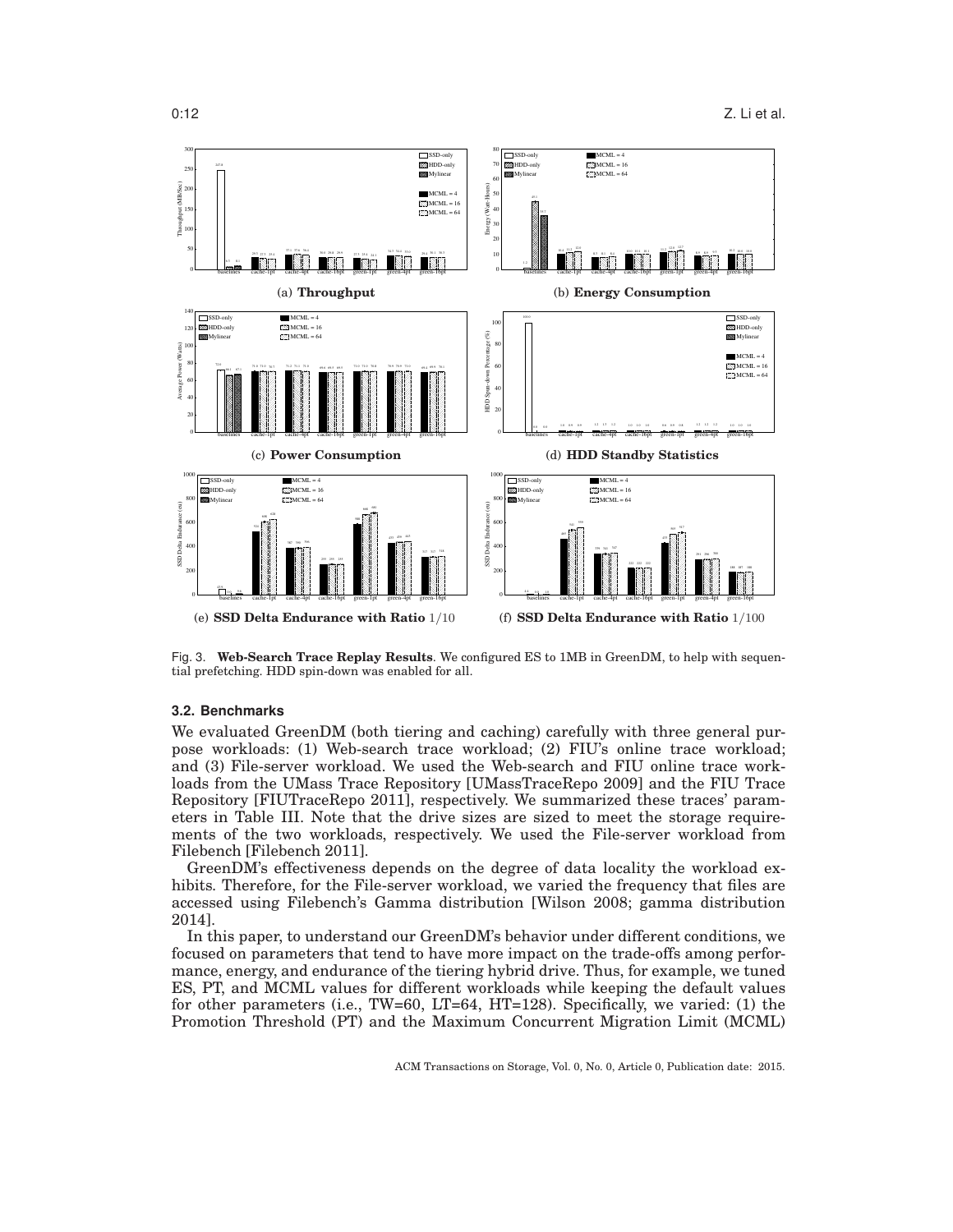(a) **Throughput**

(b) **Energy Consumption**

(c) **Power Consumption**

(d) **HDD Standby Statistics**

(e) **SSD Delta Endurance with Ratio** $1/10$

(f) **SSD Delta Endurance with Ratio** $1/100$

Fig. 3. **Web-Search Trace Replay Results**. We configured ES to 1MB in GreenDM, to help with sequential prefetching. HDD spin-down was enabled for all.

### 3.2. Benchmarks

We evaluated GreenDM (both tiering and caching) carefully with three general purpose workloads: (1) Web-search trace workload; (2) FIU's online trace workload; and (3) File-server workload. We used the Web-search and FIU online trace workloads from the UMass Trace Repository [UMassTraceRepo 2009] and the FIU Trace Repository [FIUTraceRepo 2011], respectively. We summarized these traces' parameters in Table III. Note that the drive sizes are sized to meet the storage requirements of the two workloads, respectively. We used the File-server workload from Filebench [Filebench 2011].

GreenDM's effectiveness depends on the degree of data locality the workload exhibits. Therefore, for the File-server workload, we varied the frequency that files are accessed using Filebench's Gamma distribution [Wilson 2008; gamma distribution 2014].

In this paper, to understand our GreenDM's behavior under different conditions, we focused on parameters that tend to have more impact on the trade-offs among performance, energy, and endurance of the tiering hybrid drive. Thus, for example, we tuned ES, PT, and MCML values for different workloads while keeping the default values for other parameters (i.e., TW=60, LT=64, HT=128). Specifically, we varied: (1) the Promotion Threshold (PT) and the Maximum Concurrent Migration Limit (MCML)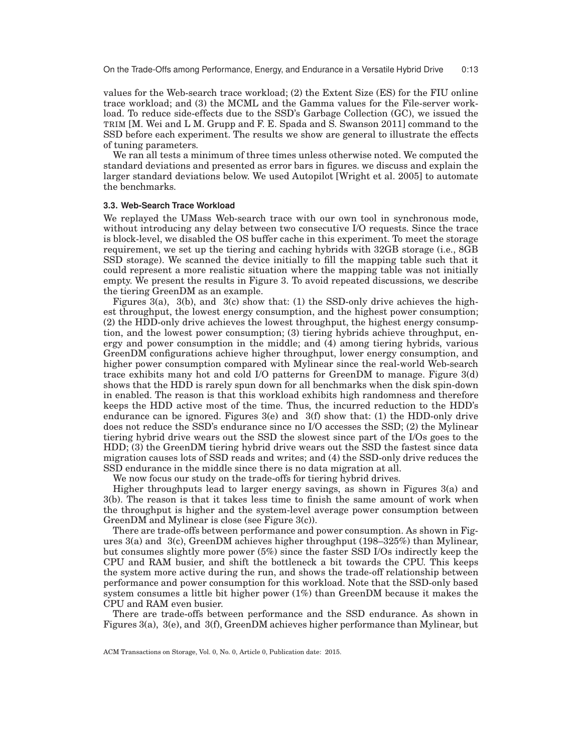values for the Web-search trace workload; (2) the Extent Size (ES) for the FIU online trace workload; and (3) the MCML and the Gamma values for the File-server workload. To reduce side-effects due to the SSD's Garbage Collection (GC), we issued the TRIM [M. Wei and L M. Grupp and F. E. Spada and S. Swanson 2011] command to the SSD before each experiment. The results we show are general to illustrate the effects of tuning parameters.

We ran all tests a minimum of three times unless otherwise noted. We computed the standard deviations and presented as error bars in figures. we discuss and explain the larger standard deviations below. We used Autopilot [Wright et al. 2005] to automate the benchmarks.

### 3.3. Web-Search Trace Workload

We replayed the UMass Web-search trace with our own tool in synchronous mode, without introducing any delay between two consecutive I/O requests. Since the trace is block-level, we disabled the OS buffer cache in this experiment. To meet the storage requirement, we set up the tiering and caching hybrids with 32GB storage (i.e., 8GB SSD storage). We scanned the device initially to fill the mapping table such that it could represent a more realistic situation where the mapping table was not initially empty. We present the results in Figure 3. To avoid repeated discussions, we describe the tiering GreenDM as an example.

Figures 3(a), 3(b), and 3(c) show that: (1) the SSD-only drive achieves the highest throughput, the lowest energy consumption, and the highest power consumption; (2) the HDD-only drive achieves the lowest throughput, the highest energy consumption, and the lowest power consumption; (3) tiering hybrids achieve throughput, energy and power consumption in the middle; and (4) among tiering hybrids, various GreenDM configurations achieve higher throughput, lower energy consumption, and higher power consumption compared with Mylinear since the real-world Web-search trace exhibits many hot and cold I/O patterns for GreenDM to manage. Figure 3(d) shows that the HDD is rarely spun down for all benchmarks when the disk spin-down in enabled. The reason is that this workload exhibits high randomness and therefore keeps the HDD active most of the time. Thus, the incurred reduction to the HDD's endurance can be ignored. Figures 3(e) and 3(f) show that: (1) the HDD-only drive does not reduce the SSD's endurance since no I/O accesses the SSD; (2) the Mylinear tiering hybrid drive wears out the SSD the slowest since part of the I/Os goes to the HDD; (3) the GreenDM tiering hybrid drive wears out the SSD the fastest since data migration causes lots of SSD reads and writes; and (4) the SSD-only drive reduces the SSD endurance in the middle since there is no data migration at all.

We now focus our study on the trade-offs for tiering hybrid drives.

Higher throughputs lead to larger energy savings, as shown in Figures 3(a) and 3(b). The reason is that it takes less time to finish the same amount of work when the throughput is higher and the system-level average power consumption between GreenDM and Mylinear is close (see Figure 3(c)).

There are trade-offs between performance and power consumption. As shown in Figures 3(a) and 3(c), GreenDM achieves higher throughput (198–325%) than Mylinear, but consumes slightly more power (5%) since the faster SSD I/Os indirectly keep the CPU and RAM busier, and shift the bottleneck a bit towards the CPU. This keeps the system more active during the run, and shows the trade-off relationship between performance and power consumption for this workload. Note that the SSD-only based system consumes a little bit higher power (1%) than GreenDM because it makes the CPU and RAM even busier.

There are trade-offs between performance and the SSD endurance. As shown in Figures 3(a), 3(e), and 3(f), GreenDM achieves higher performance than Mylinear, but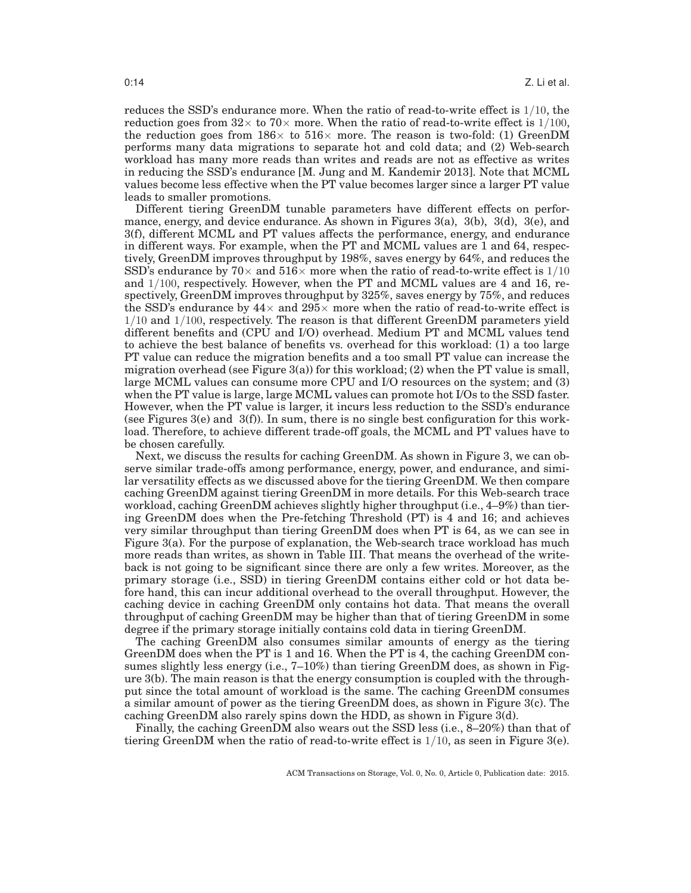reduces the SSD's endurance more. When the ratio of read-to-write effect is $1/10$, the reduction goes from $32\times$ to $70\times$ more. When the ratio of read-to-write effect is $1/100$, the reduction goes from $186\times$ to $516\times$ more. The reason is two-fold: (1) GreenDM performs many data migrations to separate hot and cold data; and (2) Web-search workload has many more reads than writes and reads are not as effective as writes in reducing the SSD's endurance [M. Jung and M. Kandemir 2013]. Note that MCML values become less effective when the PT value becomes larger since a larger PT value leads to smaller promotions.

Different tiering GreenDM tunable parameters have different effects on performance, energy, and device endurance. As shown in Figures 3(a), 3(b), 3(d), 3(e), and 3(f), different MCML and PT values affects the performance, energy, and endurance in different ways. For example, when the PT and MCML values are 1 and 64, respectively, GreenDM improves throughput by 198%, saves energy by 64%, and reduces the SSD's endurance by $70\times$ and $516\times$ more when the ratio of read-to-write effect is $1/10$ and $1/100$, respectively. However, when the PT and MCML values are 4 and 16, respectively, GreenDM improves throughput by 325%, saves energy by 75%, and reduces the SSD's endurance by $44\times$ and $295\times$ more when the ratio of read-to-write effect is $1/10$ and $1/100$, respectively. The reason is that different GreenDM parameters yield different benefits and (CPU and I/O) overhead. Medium PT and MCML values tend to achieve the best balance of benefits vs. overhead for this workload: (1) a too large PT value can reduce the migration benefits and a too small PT value can increase the migration overhead (see Figure 3(a)) for this workload; (2) when the PT value is small, large MCML values can consume more CPU and I/O resources on the system; and (3) when the PT value is large, large MCML values can promote hot I/Os to the SSD faster. However, when the PT value is larger, it incurs less reduction to the SSD's endurance (see Figures 3(e) and 3(f)). In sum, there is no single best configuration for this workload. Therefore, to achieve different trade-off goals, the MCML and PT values have to be chosen carefully.

Next, we discuss the results for caching GreenDM. As shown in Figure 3, we can observe similar trade-offs among performance, energy, power, and endurance, and similar versatility effects as we discussed above for the tiering GreenDM. We then compare caching GreenDM against tiering GreenDM in more details. For this Web-search trace workload, caching GreenDM achieves slightly higher throughput (i.e., 4–9%) than tiering GreenDM does when the Pre-fetching Threshold (PT) is 4 and 16; and achieves very similar throughput than tiering GreenDM does when PT is 64, as we can see in Figure 3(a). For the purpose of explanation, the Web-search trace workload has much more reads than writes, as shown in Table III. That means the overhead of the write-back is not going to be significant since there are only a few writes. Moreover, as the primary storage (i.e., SSD) in tiering GreenDM contains either cold or hot data before hand, this can incur additional overhead to the overall throughput. However, the caching device in caching GreenDM only contains hot data. That means the overall throughput of caching GreenDM may be higher than that of tiering GreenDM in some degree if the primary storage initially contains cold data in tiering GreenDM.

The caching GreenDM also consumes similar amounts of energy as the tiering GreenDM does when the PT is 1 and 16. When the PT is 4, the caching GreenDM consumes slightly less energy (i.e., 7–10%) than tiering GreenDM does, as shown in Figure 3(b). The main reason is that the energy consumption is coupled with the throughput since the total amount of workload is the same. The caching GreenDM consumes a similar amount of power as the tiering GreenDM does, as shown in Figure 3(c). The caching GreenDM also rarely spins down the HDD, as shown in Figure 3(d).

Finally, the caching GreenDM also wears out the SSD less (i.e., 8–20%) than that of tiering GreenDM when the ratio of read-to-write effect is $1/10$, as seen in Figure 3(e).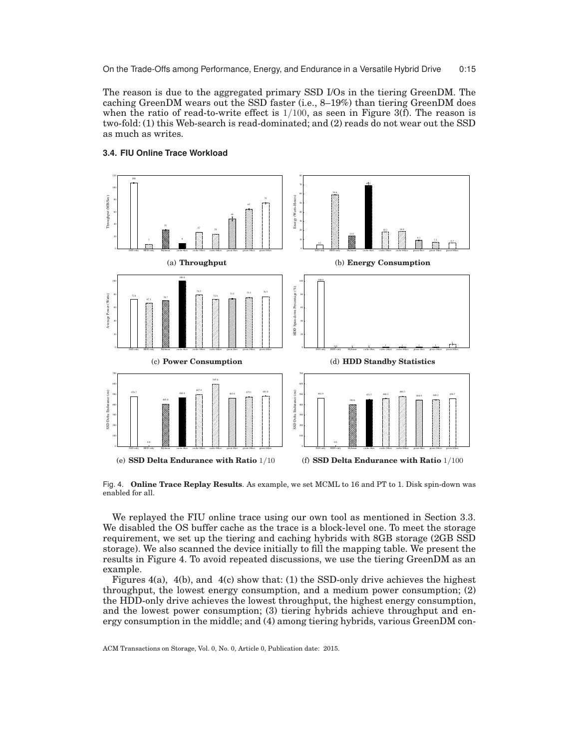The reason is due to the aggregated primary SSD I/Os in the tiering GreenDM. The caching GreenDM wears out the SSD faster (i.e., 8–19%) than tiering GreenDM does when the ratio of read-to-write effect is $1/100$, as seen in Figure 3(f). The reason is two-fold: (1) this Web-search is read-dominated; and (2) reads do not wear out the SSD as much as writes.

### 3.4. FIU Online Trace Workload

(a) **Throughput**

(b) **Energy Consumption**

(c) **Power Consumption**

(d) **HDD Standby Statistics**

(e) **SSD Delta Endurance with Ratio** $1/10$

(f) **SSD Delta Endurance with Ratio** $1/100$

Fig. 4. **Online Trace Replay Results**. As example, we set MCML to 16 and PT to 1. Disk spin-down was enabled for all.

We replayed the FIU online trace using our own tool as mentioned in Section 3.3. We disabled the OS buffer cache as the trace is a block-level one. To meet the storage requirement, we set up the tiering and caching hybrids with 8GB storage (2GB SSD storage). We also scanned the device initially to fill the mapping table. We present the results in Figure 4. To avoid repeated discussions, we use the tiering GreenDM as an example.

Figures 4(a), 4(b), and 4(c) show that: (1) the SSD-only drive achieves the highest throughput, the lowest energy consumption, and a medium power consumption; (2) the HDD-only drive achieves the lowest throughput, the highest energy consumption, and the lowest power consumption; (3) tiering hybrids achieve throughput and energy consumption in the middle; and (4) among tiering hybrids, various GreenDM con-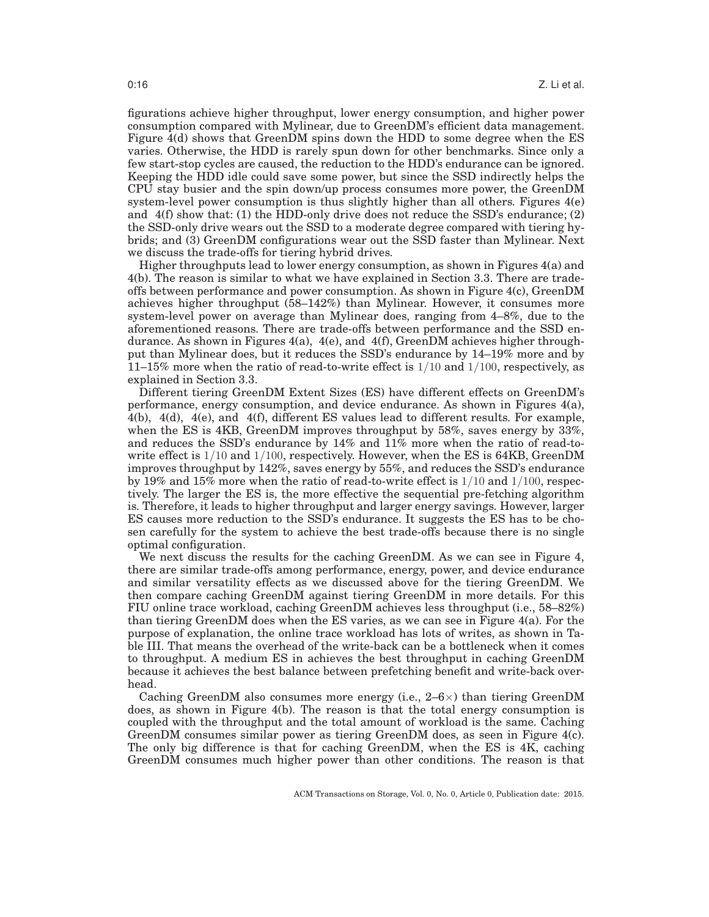figurations achieve higher throughput, lower energy consumption, and higher power consumption compared with Mylinear, due to GreenDM's efficient data management. Figure 4(d) shows that GreenDM spins down the HDD to some degree when the ES varies. Otherwise, the HDD is rarely spun down for other benchmarks. Since only a few start-stop cycles are caused, the reduction to the HDD's endurance can be ignored. Keeping the HDD idle could save some power, but since the SSD indirectly helps the CPU stay busier and the spin down/up process consumes more power, the GreenDM system-level power consumption is thus slightly higher than all others. Figures 4(e) and 4(f) show that: (1) the HDD-only drive does not reduce the SSD's endurance; (2) the SSD-only drive wears out the SSD to a moderate degree compared with tiering hybrids; and (3) GreenDM configurations wear out the SSD faster than Mylinear. Next we discuss the trade-offs for tiering hybrid drives.

Higher throughputs lead to lower energy consumption, as shown in Figures 4(a) and 4(b). The reason is similar to what we have explained in Section 3.3. There are trade-offs between performance and power consumption. As shown in Figure 4(c), GreenDM achieves higher throughput (58–142%) than Mylinear. However, it consumes more system-level power on average than Mylinear does, ranging from 4–8%, due to the aforementioned reasons. There are trade-offs between performance and the SSD endurance. As shown in Figures 4(a), 4(e), and 4(f), GreenDM achieves higher throughput than Mylinear does, but it reduces the SSD's endurance by 14–19% more and by 11–15% more when the ratio of read-to-write effect is $1/10$ and $1/100$, respectively, as explained in Section 3.3.

Different tiering GreenDM Extent Sizes (ES) have different effects on GreenDM's performance, energy consumption, and device endurance. As shown in Figures 4(a), 4(b), 4(d), 4(e), and 4(f), different ES values lead to different results. For example, when the ES is 4KB, GreenDM improves throughput by 58%, saves energy by 33%, and reduces the SSD's endurance by 14% and 11% more when the ratio of read-to-write effect is $1/10$ and $1/100$, respectively. However, when the ES is 64KB, GreenDM improves throughput by 142%, saves energy by 55%, and reduces the SSD's endurance by 19% and 15% more when the ratio of read-to-write effect is $1/10$ and $1/100$, respectively. The larger the ES is, the more effective the sequential pre-fetching algorithm is. Therefore, it leads to higher throughput and larger energy savings. However, larger ES causes more reduction to the SSD's endurance. It suggests the ES has to be chosen carefully for the system to achieve the best trade-offs because there is no single optimal configuration.

We next discuss the results for the caching GreenDM. As we can see in Figure 4, there are similar trade-offs among performance, energy, power, and device endurance and similar versatility effects as we discussed above for the tiering GreenDM. We then compare caching GreenDM against tiering GreenDM in more details. For this FIU online trace workload, caching GreenDM achieves less throughput (i.e., 58–82%) than tiering GreenDM does when the ES varies, as we can see in Figure 4(a). For the purpose of explanation, the online trace workload has lots of writes, as shown in Table III. That means the overhead of the write-back can be a bottleneck when it comes to throughput. A medium ES in achieves the best throughput in caching GreenDM because it achieves the best balance between prefetching benefit and write-back overhead.

Caching GreenDM also consumes more energy (i.e., 2–6×) than tiering GreenDM does, as shown in Figure 4(b). The reason is that the total energy consumption is coupled with the throughput and the total amount of workload is the same. Caching GreenDM consumes similar power as tiering GreenDM does, as seen in Figure 4(c). The only big difference is that for caching GreenDM, when the ES is 4K, caching GreenDM consumes much higher power than other conditions. The reason is that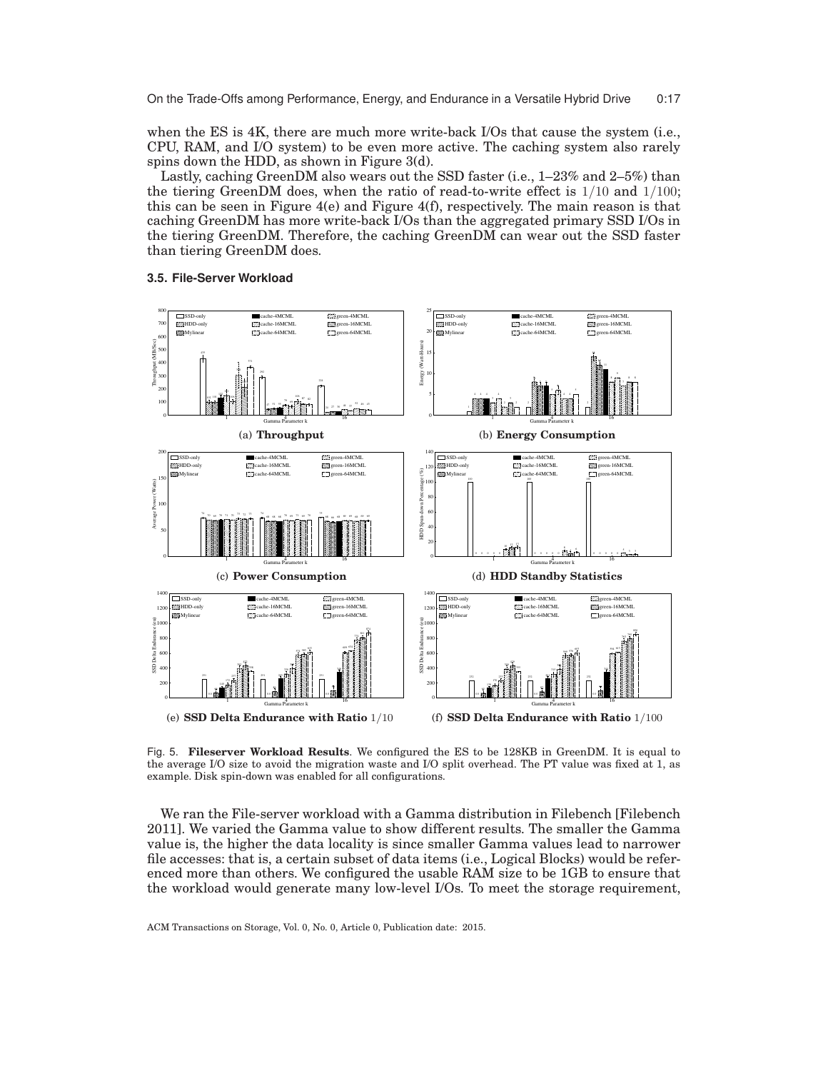when the ES is 4K, there are much more write-back I/Os that cause the system (i.e., CPU, RAM, and I/O system) to be even more active. The caching system also rarely spins down the HDD, as shown in Figure 3(d).

Lastly, caching GreenDM also wears out the SSD faster (i.e., 1–23% and 2–5%) than the tiering GreenDM does, when the ratio of read-to-write effect is $1/10$ and $1/100$; this can be seen in Figure 4(e) and Figure 4(f), respectively. The main reason is that caching GreenDM has more write-back I/Os than the aggregated primary SSD I/Os in the tiering GreenDM. Therefore, the caching GreenDM can wear out the SSD faster than tiering GreenDM does.

### 3.5. File-Server Workload

(a) **Throughput**

(b) **Energy Consumption**

(c) **Power Consumption**

(d) **HDD Standby Statistics**

(e) **SSD Delta Endurance with Ratio** $1/10$

(f) **SSD Delta Endurance with Ratio** $1/100$

Fig. 5. **Fileserver Workload Results**. We configured the ES to be 128KB in GreenDM. It is equal to the average I/O size to avoid the migration waste and I/O split overhead. The PT value was fixed at 1, as example. Disk spin-down was enabled for all configurations.

We ran the File-server workload with a Gamma distribution in Filebench [Filebench 2011]. We varied the Gamma value to show different results. The smaller the Gamma value is, the higher the data locality is since smaller Gamma values lead to narrower file accesses: that is, a certain subset of data items (i.e., Logical Blocks) would be referenced more than others. We configured the usable RAM size to be 1GB to ensure that the workload would generate many low-level I/Os. To meet the storage requirement,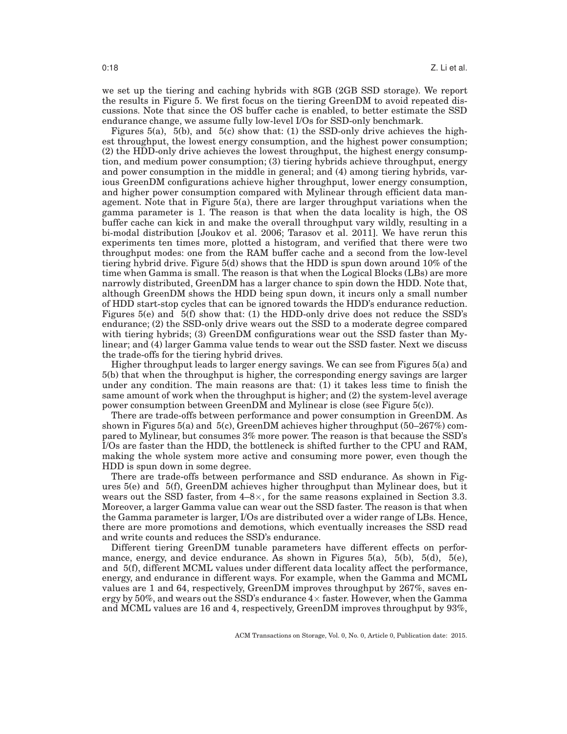we set up the tiering and caching hybrids with 8GB (2GB SSD storage). We report the results in Figure 5. We first focus on the tiering GreenDM to avoid repeated discussions. Note that since the OS buffer cache is enabled, to better estimate the SSD endurance change, we assume fully low-level I/Os for SSD-only benchmark.

Figures 5(a), 5(b), and 5(c) show that: (1) the SSD-only drive achieves the highest throughput, the lowest energy consumption, and the highest power consumption; (2) the HDD-only drive achieves the lowest throughput, the highest energy consumption, and medium power consumption; (3) tiering hybrids achieve throughput, energy and power consumption in the middle in general; and (4) among tiering hybrids, various GreenDM configurations achieve higher throughput, lower energy consumption, and higher power consumption compared with Mylinear through efficient data management. Note that in Figure 5(a), there are larger throughput variations when the gamma parameter is 1. The reason is that when the data locality is high, the OS buffer cache can kick in and make the overall throughput vary wildly, resulting in a bi-modal distribution [Joukov et al. 2006; Tarasov et al. 2011]. We have rerun this experiments ten times more, plotted a histogram, and verified that there were two throughput modes: one from the RAM buffer cache and a second from the low-level tiering hybrid drive. Figure 5(d) shows that the HDD is spun down around 10% of the time when Gamma is small. The reason is that when the Logical Blocks (LBs) are more narrowly distributed, GreenDM has a larger chance to spin down the HDD. Note that, although GreenDM shows the HDD being spun down, it incurs only a small number of HDD start-stop cycles that can be ignored towards the HDD's endurance reduction. Figures 5(e) and 5(f) show that: (1) the HDD-only drive does not reduce the SSD's endurance; (2) the SSD-only drive wears out the SSD to a moderate degree compared with tiering hybrids; (3) GreenDM configurations wear out the SSD faster than Mylinear; and (4) larger Gamma value tends to wear out the SSD faster. Next we discuss the trade-offs for the tiering hybrid drives.

Higher throughput leads to larger energy savings. We can see from Figures 5(a) and 5(b) that when the throughput is higher, the corresponding energy savings are larger under any condition. The main reasons are that: (1) it takes less time to finish the same amount of work when the throughput is higher; and (2) the system-level average power consumption between GreenDM and Mylinear is close (see Figure 5(c)).

There are trade-offs between performance and power consumption in GreenDM. As shown in Figures 5(a) and 5(c), GreenDM achieves higher throughput (50–267%) compared to Mylinear, but consumes 3% more power. The reason is that because the SSD's I/Os are faster than the HDD, the bottleneck is shifted further to the CPU and RAM, making the whole system more active and consuming more power, even though the HDD is spun down in some degree.

There are trade-offs between performance and SSD endurance. As shown in Figures 5(e) and 5(f), GreenDM achieves higher throughput than Mylinear does, but it wears out the SSD faster, from 4–8×, for the same reasons explained in Section 3.3. Moreover, a larger Gamma value can wear out the SSD faster. The reason is that when the Gamma parameter is larger, I/Os are distributed over a wider range of LBs. Hence, there are more promotions and demotions, which eventually increases the SSD read and write counts and reduces the SSD's endurance.

Different tiering GreenDM tunable parameters have different effects on performance, energy, and device endurance. As shown in Figures 5(a), 5(b), 5(d), 5(e), and 5(f), different MCML values under different data locality affect the performance, energy, and endurance in different ways. For example, when the Gamma and MCML values are 1 and 64, respectively, GreenDM improves throughput by 267%, saves energy by 50%, and wears out the SSD's endurance 4× faster. However, when the Gamma and MCML values are 16 and 4, respectively, GreenDM improves throughput by 93%,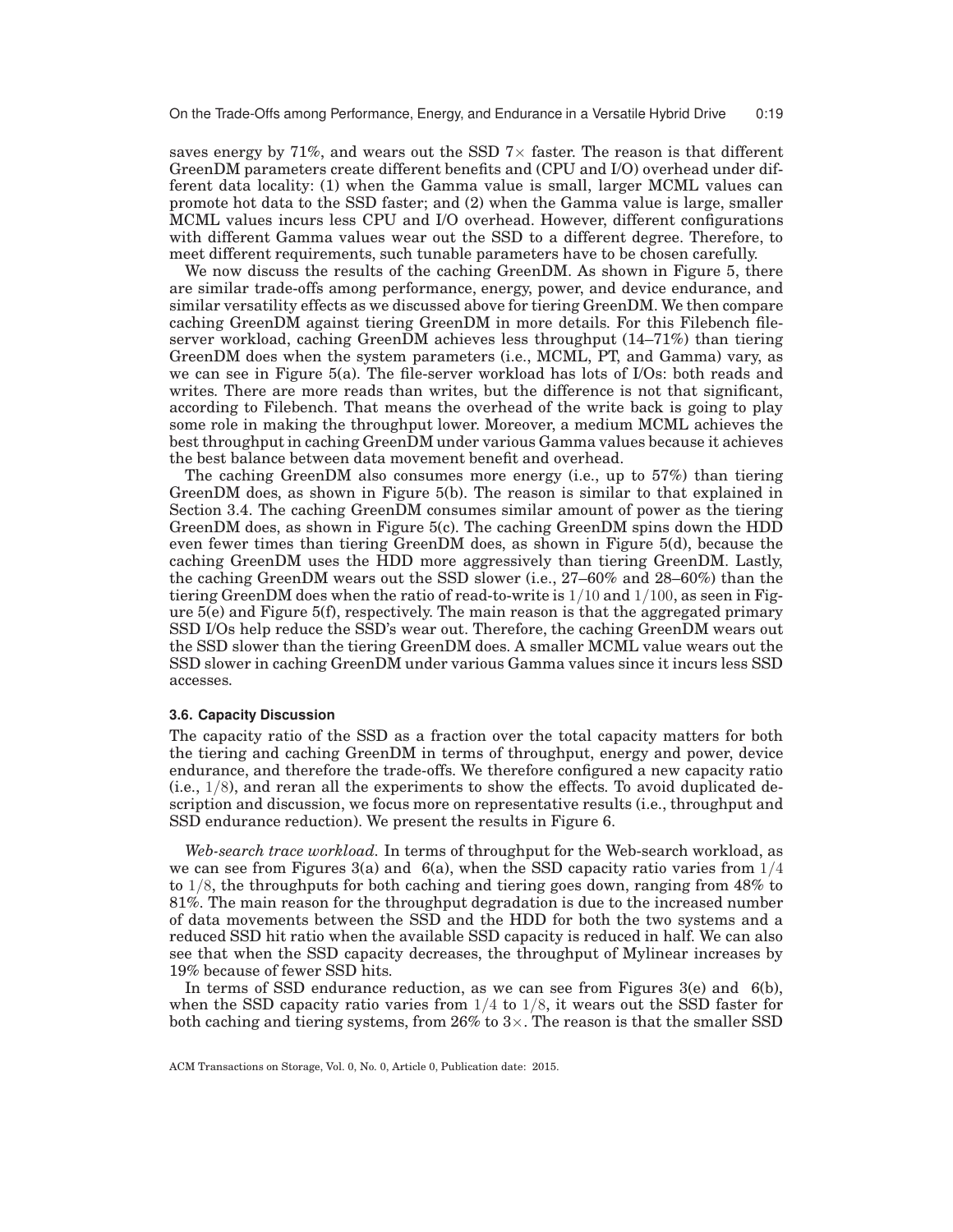saves energy by 71%, and wears out the SSD 7× faster. The reason is that different GreenDM parameters create different benefits and (CPU and I/O) overhead under different data locality: (1) when the Gamma value is small, larger MCML values can promote hot data to the SSD faster; and (2) when the Gamma value is large, smaller MCML values incurs less CPU and I/O overhead. However, different configurations with different Gamma values wear out the SSD to a different degree. Therefore, to meet different requirements, such tunable parameters have to be chosen carefully.

We now discuss the results of the caching GreenDM. As shown in Figure 5, there are similar trade-offs among performance, energy, power, and device endurance, and similar versatility effects as we discussed above for tiering GreenDM. We then compare caching GreenDM against tiering GreenDM in more details. For this Filebench file-server workload, caching GreenDM achieves less throughput (14–71%) than tiering GreenDM does when the system parameters (i.e., MCML, PT, and Gamma) vary, as we can see in Figure 5(a). The file-server workload has lots of I/Os: both reads and writes. There are more reads than writes, but the difference is not that significant, according to Filebench. That means the overhead of the write back is going to play some role in making the throughput lower. Moreover, a medium MCML achieves the best throughput in caching GreenDM under various Gamma values because it achieves the best balance between data movement benefit and overhead.

The caching GreenDM also consumes more energy (i.e., up to 57%) than tiering GreenDM does, as shown in Figure 5(b). The reason is similar to that explained in Section 3.4. The caching GreenDM consumes similar amount of power as the tiering GreenDM does, as shown in Figure 5(c). The caching GreenDM spins down the HDD even fewer times than tiering GreenDM does, as shown in Figure 5(d), because the caching GreenDM uses the HDD more aggressively than tiering GreenDM. Lastly, the caching GreenDM wears out the SSD slower (i.e., 27–60% and 28–60%) than the tiering GreenDM does when the ratio of read-to-write is $1/10$ and $1/100$, as seen in Figure 5(e) and Figure 5(f), respectively. The main reason is that the aggregated primary SSD I/Os help reduce the SSD's wear out. Therefore, the caching GreenDM wears out the SSD slower than the tiering GreenDM does. A smaller MCML value wears out the SSD slower in caching GreenDM under various Gamma values since it incurs less SSD accesses.

### 3.6. Capacity Discussion

The capacity ratio of the SSD as a fraction over the total capacity matters for both the tiering and caching GreenDM in terms of throughput, energy and power, device endurance, and therefore the trade-offs. We therefore configured a new capacity ratio (i.e., $1/8$), and reran all the experiments to show the effects. To avoid duplicated description and discussion, we focus more on representative results (i.e., throughput and SSD endurance reduction). We present the results in Figure 6.

*Web-search trace workload.* In terms of throughput for the Web-search workload, as we can see from Figures 3(a) and 6(a), when the SSD capacity ratio varies from $1/4$ to $1/8$, the throughputs for both caching and tiering goes down, ranging from 48% to 81%. The main reason for the throughput degradation is due to the increased number of data movements between the SSD and the HDD for both the two systems and a reduced SSD hit ratio when the available SSD capacity is reduced in half. We can also see that when the SSD capacity decreases, the throughput of Mylinear increases by 19% because of fewer SSD hits.

In terms of SSD endurance reduction, as we can see from Figures 3(e) and 6(b), when the SSD capacity ratio varies from $1/4$ to $1/8$, it wears out the SSD faster for both caching and tiering systems, from 26% to 3×. The reason is that the smaller SSD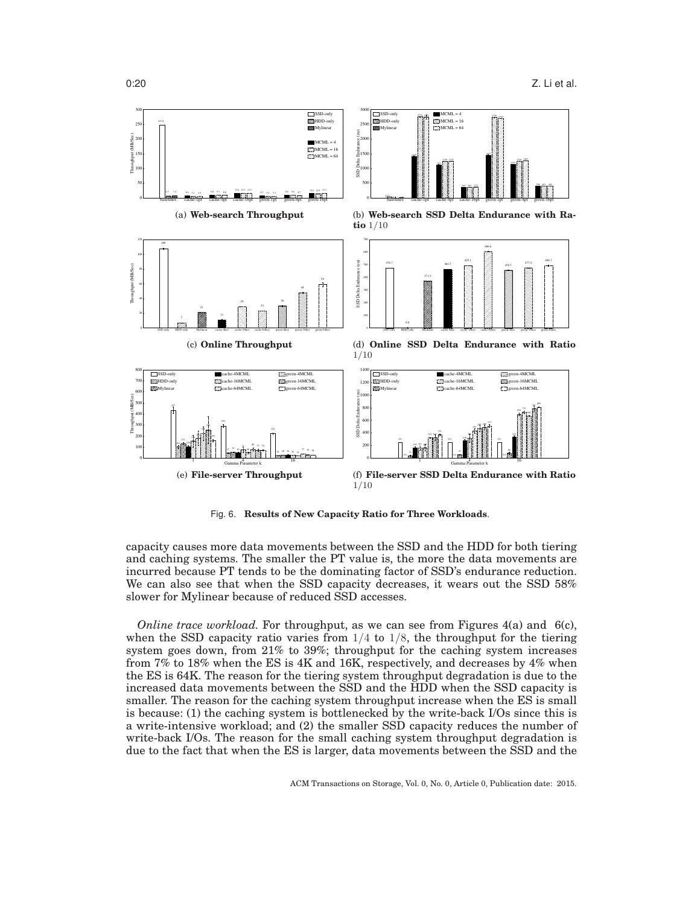(a) **Web-search Throughput**

(b) **Web-search SSD Delta Endurance with Ratio** $1/10$

(c) **Online Throughput**

(d) **Online SSD Delta Endurance with Ratio** $1/10$

(e) **File-server Throughput**

(f) **File-server SSD Delta Endurance with Ratio** $1/10$

Fig. 6. **Results of New Capacity Ratio for Three Workloads**.

capacity causes more data movements between the SSD and the HDD for both tiering and caching systems. The smaller the PT value is, the more the data movements are incurred because PT tends to be the dominating factor of SSD's endurance reduction. We can also see that when the SSD capacity decreases, it wears out the SSD 58% slower for Mylinear because of reduced SSD accesses.

*Online trace workload.* For throughput, as we can see from Figures 4(a) and 6(c), when the SSD capacity ratio varies from $1/4$ to $1/8$, the throughput for the tiering system goes down, from 21% to 39%; throughput for the caching system increases from 7% to 18% when the ES is 4K and 16K, respectively, and decreases by 4% when the ES is 64K. The reason for the tiering system throughput degradation is due to the increased data movements between the SSD and the HDD when the SSD capacity is smaller. The reason for the caching system throughput increase when the ES is small is because: (1) the caching system is bottlenecked by the write-back I/Os since this is a write-intensive workload; and (2) the smaller SSD capacity reduces the number of write-back I/Os. The reason for the small caching system throughput degradation is due to the fact that when the ES is larger, data movements between the SSD and the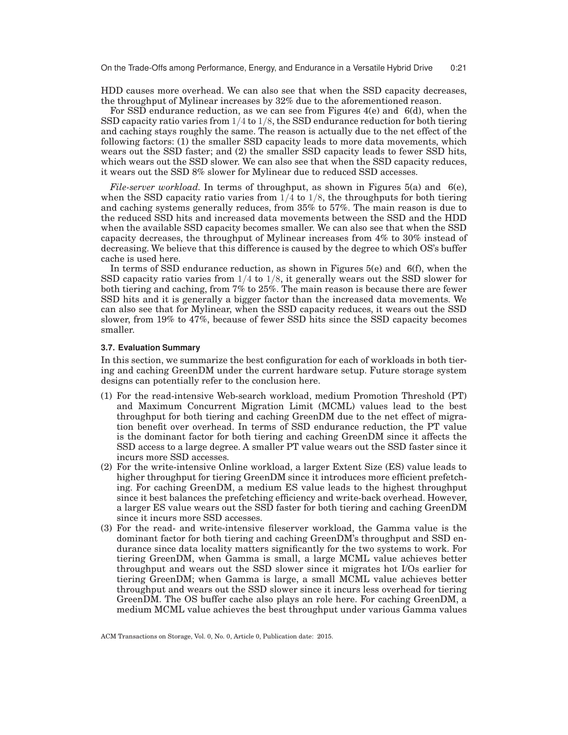HDD causes more overhead. We can also see that when the SSD capacity decreases, the throughput of Mylinear increases by 32% due to the aforementioned reason.

For SSD endurance reduction, as we can see from Figures 4(e) and 6(d), when the SSD capacity ratio varies from $1/4$ to $1/8$, the SSD endurance reduction for both tiering and caching stays roughly the same. The reason is actually due to the net effect of the following factors: (1) the smaller SSD capacity leads to more data movements, which wears out the SSD faster; and (2) the smaller SSD capacity leads to fewer SSD hits, which wears out the SSD slower. We can also see that when the SSD capacity reduces, it wears out the SSD 8% slower for Mylinear due to reduced SSD accesses.

*File-server workload.* In terms of throughput, as shown in Figures 5(a) and 6(e), when the SSD capacity ratio varies from $1/4$ to $1/8$, the throughputs for both tiering and caching systems generally reduces, from 35% to 57%. The main reason is due to the reduced SSD hits and increased data movements between the SSD and the HDD when the available SSD capacity becomes smaller. We can also see that when the SSD capacity decreases, the throughput of Mylinear increases from 4% to 30% instead of decreasing. We believe that this difference is caused by the degree to which OS's buffer cache is used here.

In terms of SSD endurance reduction, as shown in Figures 5(e) and 6(f), when the SSD capacity ratio varies from $1/4$ to $1/8$, it generally wears out the SSD slower for both tiering and caching, from 7% to 25%. The main reason is because there are fewer SSD hits and it is generally a bigger factor than the increased data movements. We can also see that for Mylinear, when the SSD capacity reduces, it wears out the SSD slower, from 19% to 47%, because of fewer SSD hits since the SSD capacity becomes smaller.

### 3.7. Evaluation Summary

In this section, we summarize the best configuration for each of workloads in both tiering and caching GreenDM under the current hardware setup. Future storage system designs can potentially refer to the conclusion here.

1. For the read-intensive Web-search workload, medium Promotion Threshold (PT) and Maximum Concurrent Migration Limit (MCML) values lead to the best throughput for both tiering and caching GreenDM due to the net effect of migration benefit over overhead. In terms of SSD endurance reduction, the PT value is the dominant factor for both tiering and caching GreenDM since it affects the SSD access to a large degree. A smaller PT value wears out the SSD faster since it incurs more SSD accesses.
2. For the write-intensive Online workload, a larger Extent Size (ES) value leads to higher throughput for tiering GreenDM since it introduces more efficient prefetching. For caching GreenDM, a medium ES value leads to the highest throughput since it best balances the prefetching efficiency and write-back overhead. However, a larger ES value wears out the SSD faster for both tiering and caching GreenDM since it incurs more SSD accesses.
3. For the read- and write-intensive fileserver workload, the Gamma value is the dominant factor for both tiering and caching GreenDM's throughput and SSD endurance since data locality matters significantly for the two systems to work. For tiering GreenDM, when Gamma is small, a large MCML value achieves better throughput and wears out the SSD slower since it migrates hot I/Os earlier for tiering GreenDM; when Gamma is large, a small MCML value achieves better throughput and wears out the SSD slower since it incurs less overhead for tiering GreenDM. The OS buffer cache also plays an role here. For caching GreenDM, a medium MCML value achieves the best throughput under various Gamma values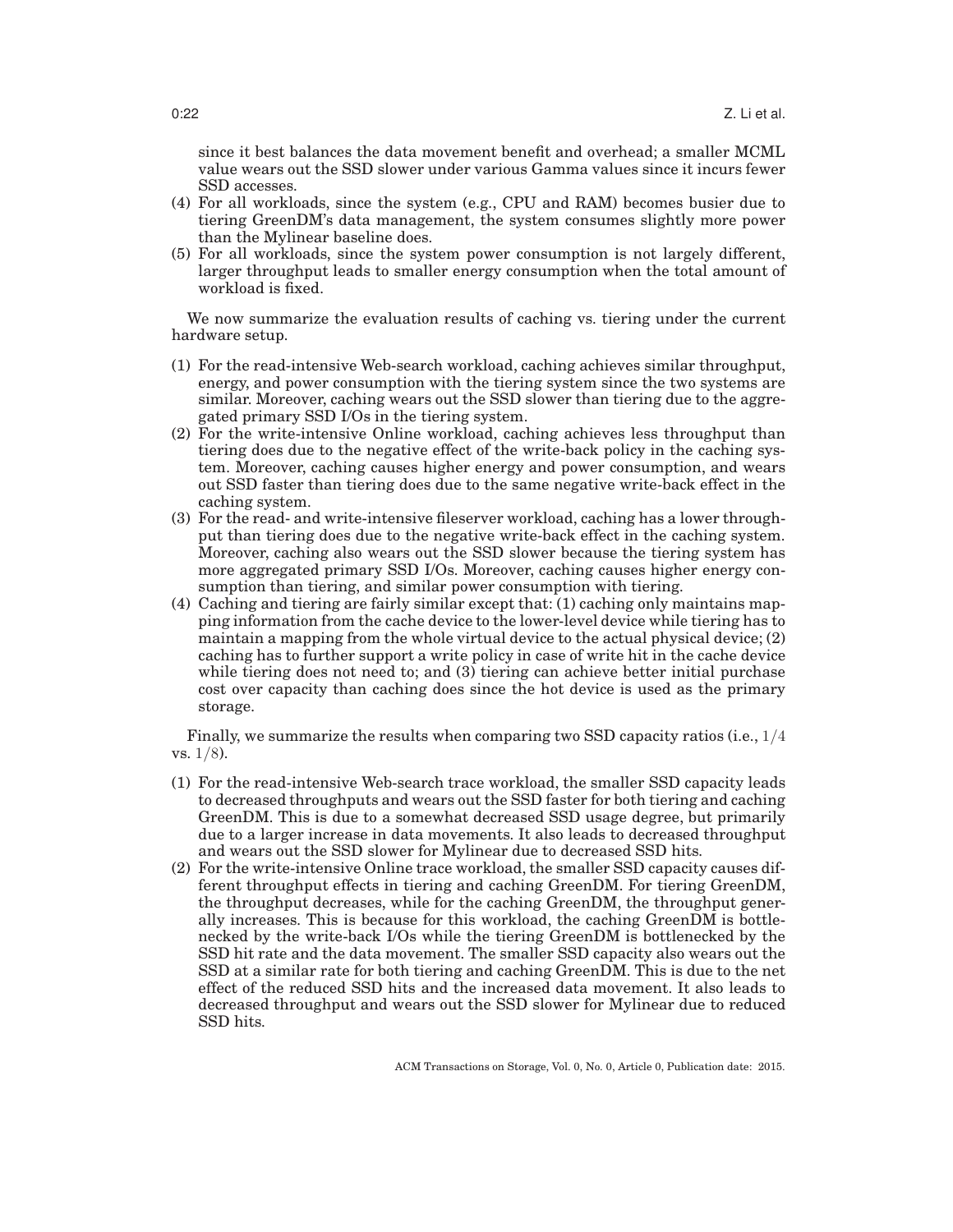since it best balances the data movement benefit and overhead; a smaller MCML value wears out the SSD slower under various Gamma values since it incurs fewer SSD accesses.

(4) For all workloads, since the system (e.g., CPU and RAM) becomes busier due to tiering GreenDM's data management, the system consumes slightly more power than the Mylinear baseline does.
(5) For all workloads, since the system power consumption is not largely different, larger throughput leads to smaller energy consumption when the total amount of workload is fixed.

We now summarize the evaluation results of caching vs. tiering under the current hardware setup.

(1) For the read-intensive Web-search workload, caching achieves similar throughput, energy, and power consumption with the tiering system since the two systems are similar. Moreover, caching wears out the SSD slower than tiering due to the aggregated primary SSD I/Os in the tiering system.
(2) For the write-intensive Online workload, caching achieves less throughput than tiering does due to the negative effect of the write-back policy in the caching system. Moreover, caching causes higher energy and power consumption, and wears out SSD faster than tiering does due to the same negative write-back effect in the caching system.
(3) For the read- and write-intensive fileserver workload, caching has a lower throughput than tiering does due to the negative write-back effect in the caching system. Moreover, caching also wears out the SSD slower because the tiering system has more aggregated primary SSD I/Os. Moreover, caching causes higher energy consumption than tiering, and similar power consumption with tiering.
(4) Caching and tiering are fairly similar except that: (1) caching only maintains mapping information from the cache device to the lower-level device while tiering has to maintain a mapping from the whole virtual device to the actual physical device; (2) caching has to further support a write policy in case of write hit in the cache device while tiering does not need to; and (3) tiering can achieve better initial purchase cost over capacity than caching does since the hot device is used as the primary storage.

Finally, we summarize the results when comparing two SSD capacity ratios (i.e., $1/4$ vs. $1/8$).

(1) For the read-intensive Web-search trace workload, the smaller SSD capacity leads to decreased throughputs and wears out the SSD faster for both tiering and caching GreenDM. This is due to a somewhat decreased SSD usage degree, but primarily due to a larger increase in data movements. It also leads to decreased throughput and wears out the SSD slower for Mylinear due to decreased SSD hits.
(2) For the write-intensive Online trace workload, the smaller SSD capacity causes different throughput effects in tiering and caching GreenDM. For tiering GreenDM, the throughput decreases, while for the caching GreenDM, the throughput generally increases. This is because for this workload, the caching GreenDM is bottlenecked by the write-back I/Os while the tiering GreenDM is bottlenecked by the SSD hit rate and the data movement. The smaller SSD capacity also wears out the SSD at a similar rate for both tiering and caching GreenDM. This is due to the net effect of the reduced SSD hits and the increased data movement. It also leads to decreased throughput and wears out the SSD slower for Mylinear due to reduced SSD hits.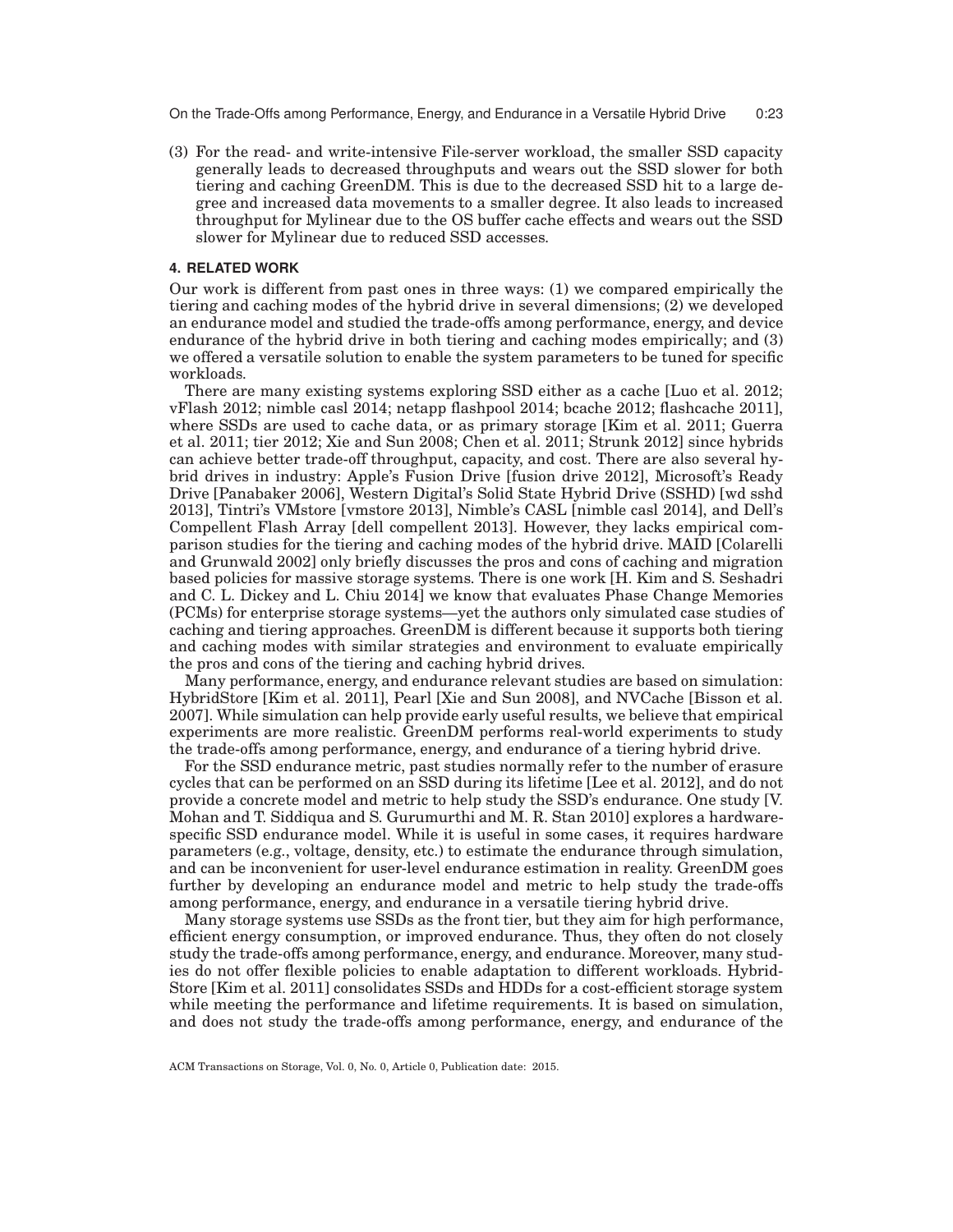(3) For the read- and write-intensive File-server workload, the smaller SSD capacity generally leads to decreased throughputs and wears out the SSD slower for both tiering and caching GreenDM. This is due to the decreased SSD hit to a large degree and increased data movements to a smaller degree. It also leads to increased throughput for Mylinear due to the OS buffer cache effects and wears out the SSD slower for Mylinear due to reduced SSD accesses.

## 4. RELATED WORK

Our work is different from past ones in three ways: (1) we compared empirically the tiering and caching modes of the hybrid drive in several dimensions; (2) we developed an endurance model and studied the trade-offs among performance, energy, and device endurance of the hybrid drive in both tiering and caching modes empirically; and (3) we offered a versatile solution to enable the system parameters to be tuned for specific workloads.

There are many existing systems exploring SSD either as a cache [Luo et al. 2012; vFlash 2012; nimble casl 2014; netapp flashpool 2014; bcache 2012; flashcache 2011], where SSDs are used to cache data, or as primary storage [Kim et al. 2011; Guerra et al. 2011; tier 2012; Xie and Sun 2008; Chen et al. 2011; Strunk 2012] since hybrids can achieve better trade-off throughput, capacity, and cost. There are also several hybrid drives in industry: Apple's Fusion Drive [fusion drive 2012], Microsoft's Ready Drive [Panabaker 2006], Western Digital's Solid State Hybrid Drive (SSHD) [wd sshd 2013], Tintri's VMstore [vmstore 2013], Nimble's CASL [nimble casl 2014], and Dell's Compellent Flash Array [dell compellent 2013]. However, they lacks empirical comparison studies for the tiering and caching modes of the hybrid drive. MAID [Colarelli and Grunwald 2002] only briefly discusses the pros and cons of caching and migration based policies for massive storage systems. There is one work [H. Kim and S. Seshadri and C. L. Dickey and L. Chiu 2014] we know that evaluates Phase Change Memories (PCMs) for enterprise storage systems—yet the authors only simulated case studies of caching and tiering approaches. GreenDM is different because it supports both tiering and caching modes with similar strategies and environment to evaluate empirically the pros and cons of the tiering and caching hybrid drives.

Many performance, energy, and endurance relevant studies are based on simulation: HybridStore [Kim et al. 2011], Pearl [Xie and Sun 2008], and NVCache [Bisson et al. 2007]. While simulation can help provide early useful results, we believe that empirical experiments are more realistic. GreenDM performs real-world experiments to study the trade-offs among performance, energy, and endurance of a tiering hybrid drive.

For the SSD endurance metric, past studies normally refer to the number of erasure cycles that can be performed on an SSD during its lifetime [Lee et al. 2012], and do not provide a concrete model and metric to help study the SSD's endurance. One study [V. Mohan and T. Siddiqua and S. Gurumurthi and M. R. Stan 2010] explores a hardware-specific SSD endurance model. While it is useful in some cases, it requires hardware parameters (e.g., voltage, density, etc.) to estimate the endurance through simulation, and can be inconvenient for user-level endurance estimation in reality. GreenDM goes further by developing an endurance model and metric to help study the trade-offs among performance, energy, and endurance in a versatile tiering hybrid drive.

Many storage systems use SSDs as the front tier, but they aim for high performance, efficient energy consumption, or improved endurance. Thus, they often do not closely study the trade-offs among performance, energy, and endurance. Moreover, many studies do not offer flexible policies to enable adaptation to different workloads. HybridStore [Kim et al. 2011] consolidates SSDs and HDDs for a cost-efficient storage system while meeting the performance and lifetime requirements. It is based on simulation, and does not study the trade-offs among performance, energy, and endurance of the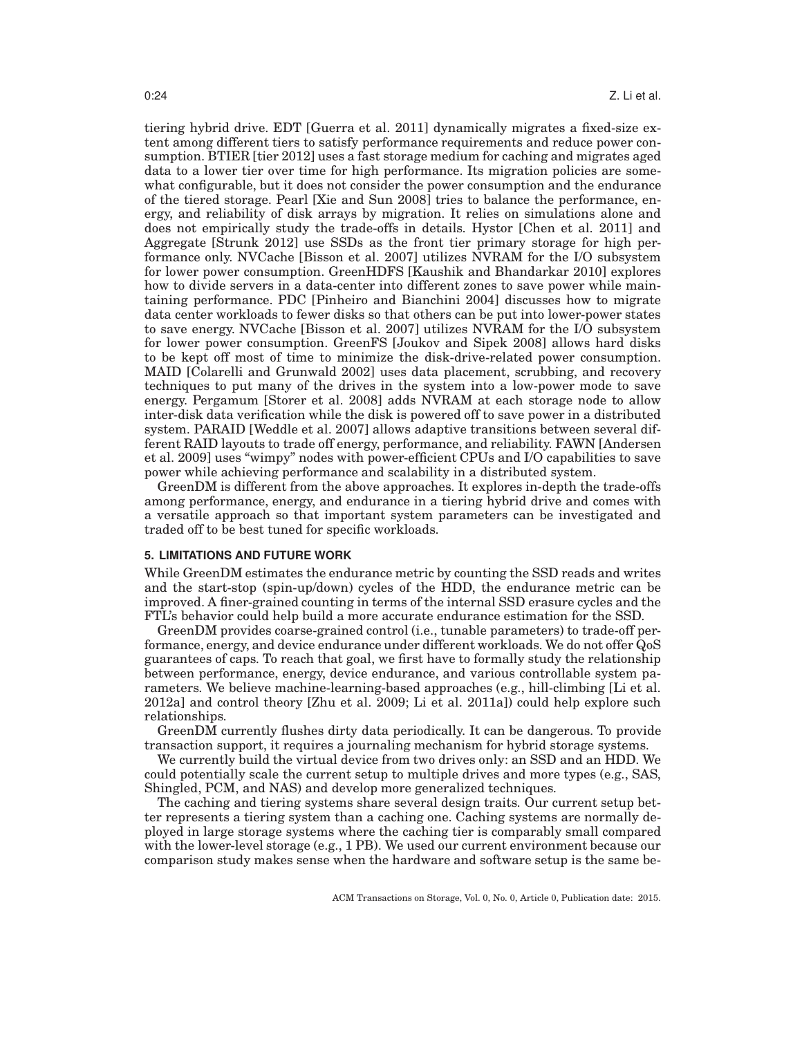tiering hybrid drive. EDT [Guerra et al. 2011] dynamically migrates a fixed-size extent among different tiers to satisfy performance requirements and reduce power consumption. BTIER [tier 2012] uses a fast storage medium for caching and migrates aged data to a lower tier over time for high performance. Its migration policies are somewhat configurable, but it does not consider the power consumption and the endurance of the tiered storage. Pearl [Xie and Sun 2008] tries to balance the performance, energy, and reliability of disk arrays by migration. It relies on simulations alone and does not empirically study the trade-offs in details. Hystor [Chen et al. 2011] and Aggregate [Strunk 2012] use SSDs as the front tier primary storage for high performance only. NVCache [Bisson et al. 2007] utilizes NVRAM for the I/O subsystem for lower power consumption. GreenHDFS [Kaushik and Bhandarkar 2010] explores how to divide servers in a data-center into different zones to save power while maintaining performance. PDC [Pinheiro and Bianchini 2004] discusses how to migrate data center workloads to fewer disks so that others can be put into lower-power states to save energy. NVCache [Bisson et al. 2007] utilizes NVRAM for the I/O subsystem for lower power consumption. GreenFS [Joukov and Sipek 2008] allows hard disks to be kept off most of time to minimize the disk-drive-related power consumption. MAID [Colarelli and Grunwald 2002] uses data placement, scrubbing, and recovery techniques to put many of the drives in the system into a low-power mode to save energy. Pergamum [Storer et al. 2008] adds NVRAM at each storage node to allow inter-disk data verification while the disk is powered off to save power in a distributed system. PARAID [Weddle et al. 2007] allows adaptive transitions between several different RAID layouts to trade off energy, performance, and reliability. FAWN [Andersen et al. 2009] uses "wimpy" nodes with power-efficient CPUs and I/O capabilities to save power while achieving performance and scalability in a distributed system.

GreenDM is different from the above approaches. It explores in-depth the trade-offs among performance, energy, and endurance in a tiering hybrid drive and comes with a versatile approach so that important system parameters can be investigated and traded off to be best tuned for specific workloads.

## 5. LIMITATIONS AND FUTURE WORK

While GreenDM estimates the endurance metric by counting the SSD reads and writes and the start-stop (spin-up/down) cycles of the HDD, the endurance metric can be improved. A finer-grained counting in terms of the internal SSD erasure cycles and the FTL's behavior could help build a more accurate endurance estimation for the SSD.

GreenDM provides coarse-grained control (i.e., tunable parameters) to trade-off performance, energy, and device endurance under different workloads. We do not offer QoS guarantees of caps. To reach that goal, we first have to formally study the relationship between performance, energy, device endurance, and various controllable system parameters. We believe machine-learning-based approaches (e.g., hill-climbing [Li et al. 2012a] and control theory [Zhu et al. 2009; Li et al. 2011a]) could help explore such relationships.

GreenDM currently flushes dirty data periodically. It can be dangerous. To provide transaction support, it requires a journaling mechanism for hybrid storage systems.

We currently build the virtual device from two drives only: an SSD and an HDD. We could potentially scale the current setup to multiple drives and more types (e.g., SAS, Shingled, PCM, and NAS) and develop more generalized techniques.

The caching and tiering systems share several design traits. Our current setup better represents a tiering system than a caching one. Caching systems are normally deployed in large storage systems where the caching tier is comparably small compared with the lower-level storage (e.g., 1 PB). We used our current environment because our comparison study makes sense when the hardware and software setup is the same be-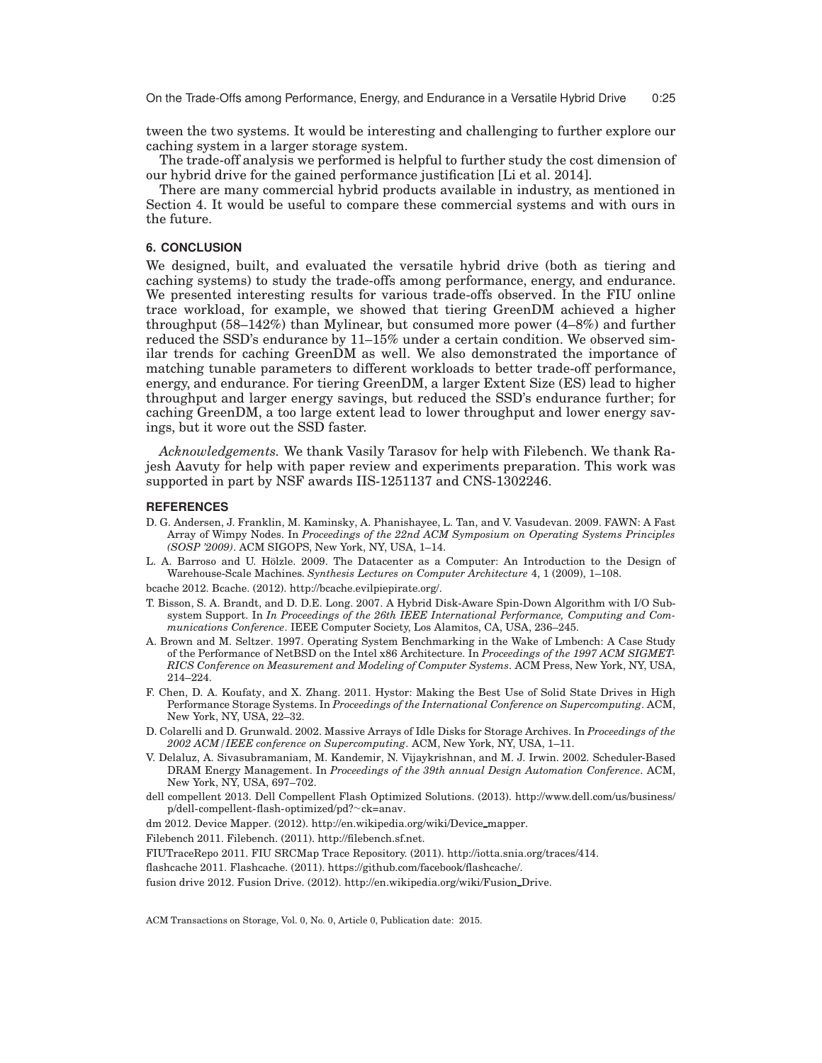tween the two systems. It would be interesting and challenging to further explore our caching system in a larger storage system.

The trade-off analysis we performed is helpful to further study the cost dimension of our hybrid drive for the gained performance justification [Li et al. 2014].

There are many commercial hybrid products available in industry, as mentioned in Section 4. It would be useful to compare these commercial systems and with ours in the future.

## 6. CONCLUSION

We designed, built, and evaluated the versatile hybrid drive (both as tiering and caching systems) to study the trade-offs among performance, energy, and endurance. We presented interesting results for various trade-offs observed. In the FIU online trace workload, for example, we showed that tiering GreenDM achieved a higher throughput (58–142%) than Mylinear, but consumed more power (4–8%) and further reduced the SSD's endurance by 11–15% under a certain condition. We observed similar trends for caching GreenDM as well. We also demonstrated the importance of matching tunable parameters to different workloads to better trade-off performance, energy, and endurance. For tiering GreenDM, a larger Extent Size (ES) lead to higher throughput and larger energy savings, but reduced the SSD's endurance further; for caching GreenDM, a too large extent lead to lower throughput and lower energy savings, but it wore out the SSD faster.

*Acknowledgements.* We thank Vasily Tarasov for help with Filebench. We thank Rajesh Aavuty for help with paper review and experiments preparation. This work was supported in part by NSF awards IIS-1251137 and CNS-1302246.

## REFERENCES

D. G. Andersen, J. Franklin, M. Kaminsky, A. Phanishayee, L. Tan, and V. Vasudevan. 2009. FAWN: A Fast Array of Wimpy Nodes. In *Proceedings of the 22nd ACM Symposium on Operating Systems Principles (SOSP '2009)*. ACM SIGOPS, New York, NY, USA, 1–14.

L. A. Barroso and U. Hölzle. 2009. The Datacenter as a Computer: An Introduction to the Design of Warehouse-Scale Machines. *Synthesis Lectures on Computer Architecture* 4, 1 (2009), 1–108.

bcache 2012. Bcache. (2012). http://bcache.evilpiepirate.org/.

T. Bisson, S. A. Brandt, and D. D.E. Long. 2007. A Hybrid Disk-Aware Spin-Down Algorithm with I/O Subsystem Support. In *In Proceedings of the 26th IEEE International Performance, Computing and Communications Conference*. IEEE Computer Society, Los Alamitos, CA, USA, 236–245.

A. Brown and M. Seltzer. 1997. Operating System Benchmarking in the Wake of Lmbench: A Case Study of the Performance of NetBSD on the Intel x86 Architecture. In *Proceedings of the 1997 ACM SIGMETRICS Conference on Measurement and Modeling of Computer Systems*. ACM Press, New York, NY, USA, 214–224.

F. Chen, D. A. Koufaty, and X. Zhang. 2011. Hystor: Making the Best Use of Solid State Drives in High Performance Storage Systems. In *Proceedings of the International Conference on Supercomputing*. ACM, New York, NY, USA, 22–32.

D. Colarelli and D. Grunwald. 2002. Massive Arrays of Idle Disks for Storage Archives. In *Proceedings of the 2002 ACM/IEEE conference on Supercomputing*. ACM, New York, NY, USA, 1–11.

V. Delaluz, A. Sivasubramaniam, M. Kandemir, N. Vijaykrishnan, and M. J. Irwin. 2002. Scheduler-Based DRAM Energy Management. In *Proceedings of the 39th annual Design Automation Conference*. ACM, New York, NY, USA, 697–702.

dell compellent 2013. Dell Compellent Flash Optimized Solutions. (2013). http://www.dell.com/us/business/p/dell-compellent-flash-optimized/pd?~ck=anav.

dm 2012. Device Mapper. (2012). http://en.wikipedia.org/wiki/Device_mapper.

Filebench 2011. Filebench. (2011). http://filebench.sf.net.

FIUTraceRepo 2011. FIU SRCMap Trace Repository. (2011). http://iotta.snia.org/traces/414.

flashcache 2011. Flashcache. (2011). https://github.com/facebook/flashcache/.

fusion drive 2012. Fusion Drive. (2012). http://en.wikipedia.org/wiki/Fusion_Drive.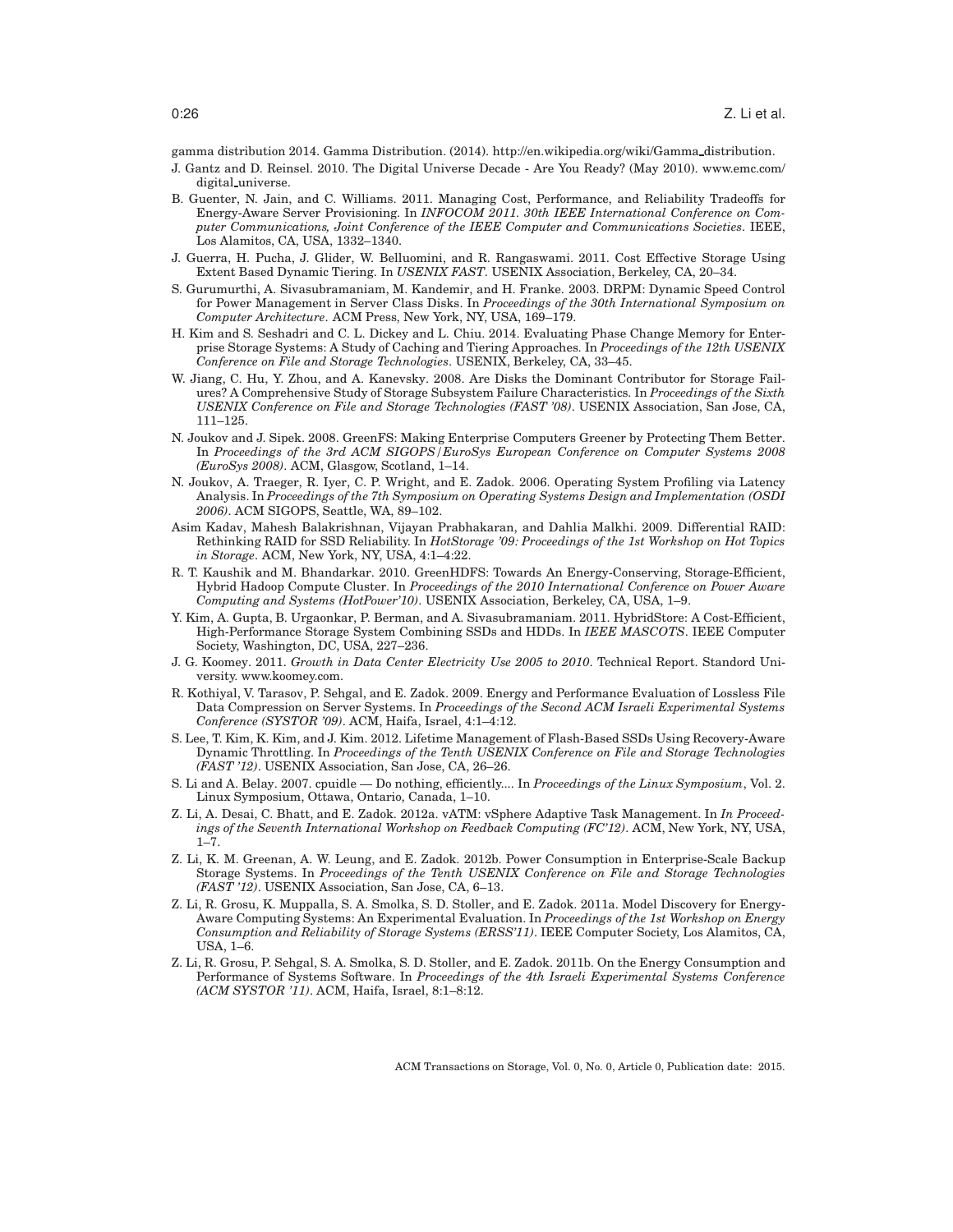gamma distribution 2014. Gamma Distribution. (2014). http://en.wikipedia.org/wiki/Gamma_distribution.

J. Gantz and D. Reinsel. 2010. The Digital Universe Decade - Are You Ready? (May 2010). www.emc.com/digital_universe.

B. Guenter, N. Jain, and C. Williams. 2011. Managing Cost, Performance, and Reliability Tradeoffs for Energy-Aware Server Provisioning. In *INFOCOM 2011. 30th IEEE International Conference on Computer Communications, Joint Conference of the IEEE Computer and Communications Societies*. IEEE, Los Alamitos, CA, USA, 1332–1340.

J. Guerra, H. Pucha, J. Glider, W. Belluomini, and R. Rangaswami. 2011. Cost Effective Storage Using Extent Based Dynamic Tiering. In *USENIX FAST*. USENIX Association, Berkeley, CA, 20–34.

S. Gurumurthi, A. Sivasubramaniam, M. Kandemir, and H. Franke. 2003. DRPM: Dynamic Speed Control for Power Management in Server Class Disks. In *Proceedings of the 30th International Symposium on Computer Architecture*. ACM Press, New York, NY, USA, 169–179.

H. Kim and S. Seshadri and C. L. Dickey and L. Chiu. 2014. Evaluating Phase Change Memory for Enterprise Storage Systems: A Study of Caching and Tiering Approaches. In *Proceedings of the 12th USENIX Conference on File and Storage Technologies*. USENIX, Berkeley, CA, 33–45.

W. Jiang, C. Hu, Y. Zhou, and A. Kanevsky. 2008. Are Disks the Dominant Contributor for Storage Failures? A Comprehensive Study of Storage Subsystem Failure Characteristics. In *Proceedings of the Sixth USENIX Conference on File and Storage Technologies (FAST '08)*. USENIX Association, San Jose, CA, 111–125.

N. Joukov and J. Sipek. 2008. GreenFS: Making Enterprise Computers Greener by Protecting Them Better. In *Proceedings of the 3rd ACM SIGOPS/EuroSys European Conference on Computer Systems 2008 (EuroSys 2008)*. ACM, Glasgow, Scotland, 1–14.

N. Joukov, A. Traeger, R. Iyer, C. P. Wright, and E. Zadok. 2006. Operating System Profiling via Latency Analysis. In *Proceedings of the 7th Symposium on Operating Systems Design and Implementation (OSDI 2006)*. ACM SIGOPS, Seattle, WA, 89–102.

Asim Kadav, Mahesh Balakrishnan, Vijayan Prabhakaran, and Dahlia Malkhi. 2009. Differential RAID: Rethinking RAID for SSD Reliability. In *HotStorage '09: Proceedings of the 1st Workshop on Hot Topics in Storage*. ACM, New York, NY, USA, 4:1–4:22.

R. T. Kaushik and M. Bhandarkar. 2010. GreenHDFS: Towards An Energy-Conserving, Storage-Efficient, Hybrid Hadoop Compute Cluster. In *Proceedings of the 2010 International Conference on Power Aware Computing and Systems (HotPower'10)*. USENIX Association, Berkeley, CA, USA, 1–9.

Y. Kim, A. Gupta, B. Urgaonkar, P. Berman, and A. Sivasubramaniam. 2011. HybridStore: A Cost-Efficient, High-Performance Storage System Combining SSDs and HDDs. In *IEEE MASCOTS*. IEEE Computer Society, Washington, DC, USA, 227–236.

J. G. Koomey. 2011. *Growth in Data Center Electricity Use 2005 to 2010*. Technical Report. Standord University. www.koomey.com.

R. Kothiyal, V. Tarasov, P. Sehgal, and E. Zadok. 2009. Energy and Performance Evaluation of Lossless File Data Compression on Server Systems. In *Proceedings of the Second ACM Israeli Experimental Systems Conference (SYSTOR '09)*. ACM, Haifa, Israel, 4:1–4:12.

S. Lee, T. Kim, K. Kim, and J. Kim. 2012. Lifetime Management of Flash-Based SSDs Using Recovery-Aware Dynamic Throttling. In *Proceedings of the Tenth USENIX Conference on File and Storage Technologies (FAST '12)*. USENIX Association, San Jose, CA, 26–26.

S. Li and A. Belay. 2007. cpuidle — Do nothing, efficiently.... In *Proceedings of the Linux Symposium*, Vol. 2. Linux Symposium, Ottawa, Ontario, Canada, 1–10.

Z. Li, A. Desai, C. Bhatt, and E. Zadok. 2012a. vATM: vSphere Adaptive Task Management. In *In Proceedings of the Seventh International Workshop on Feedback Computing (FC'12)*. ACM, New York, NY, USA, 1–7.

Z. Li, K. M. Greenan, A. W. Leung, and E. Zadok. 2012b. Power Consumption in Enterprise-Scale Backup Storage Systems. In *Proceedings of the Tenth USENIX Conference on File and Storage Technologies (FAST '12)*. USENIX Association, San Jose, CA, 6–13.

Z. Li, R. Grosu, K. Muppalla, S. A. Smolka, S. D. Stoller, and E. Zadok. 2011a. Model Discovery for Energy-Aware Computing Systems: An Experimental Evaluation. In *Proceedings of the 1st Workshop on Energy Consumption and Reliability of Storage Systems (ERSS'11)*. IEEE Computer Society, Los Alamitos, CA, USA, 1–6.

Z. Li, R. Grosu, P. Sehgal, S. A. Smolka, S. D. Stoller, and E. Zadok. 2011b. On the Energy Consumption and Performance of Systems Software. In *Proceedings of the 4th Israeli Experimental Systems Conference (ACM SYSTOR '11)*. ACM, Haifa, Israel, 8:1–8:12.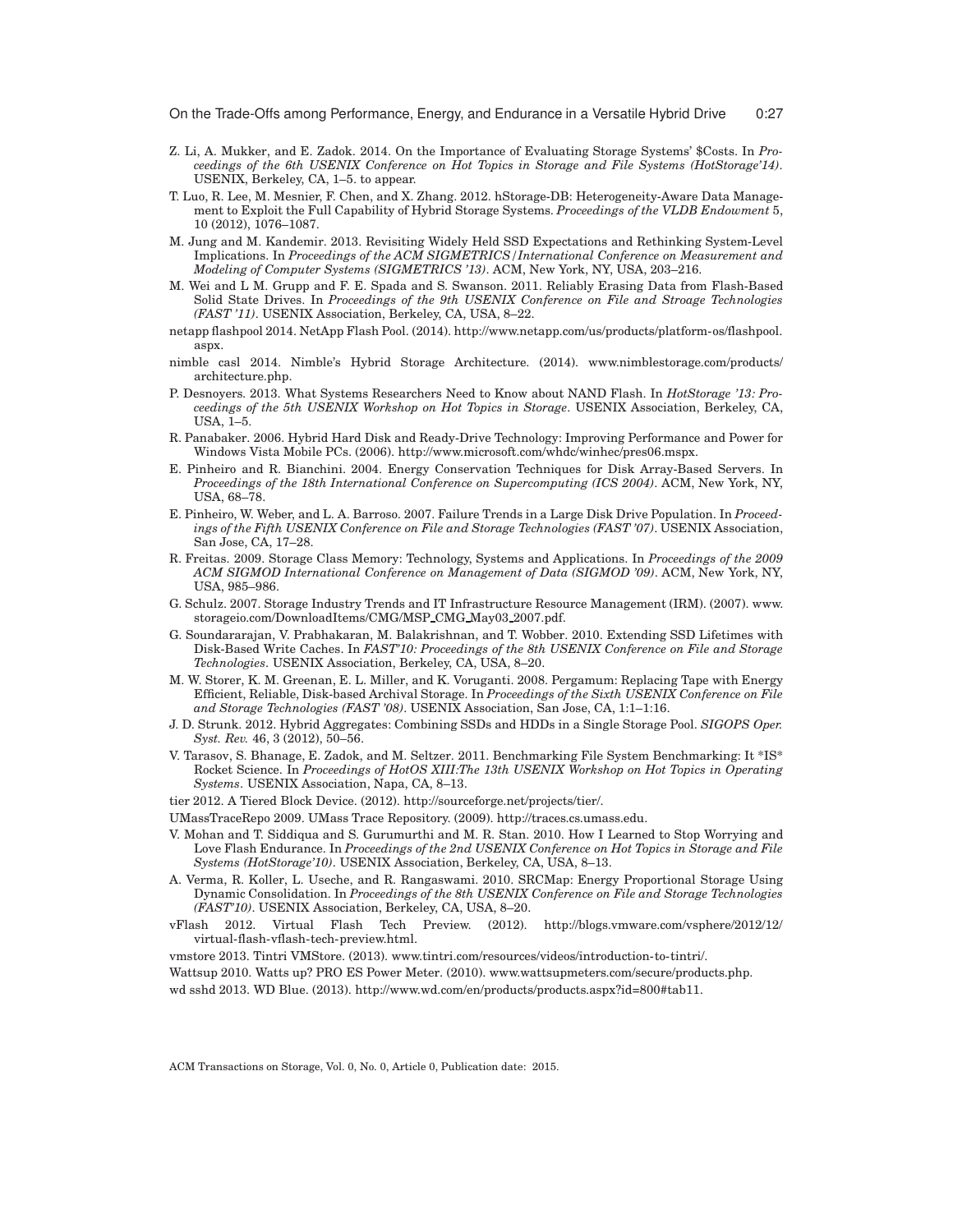Z. Li, A. Mukker, and E. Zadok. 2014. On the Importance of Evaluating Storage Systems' $Costs. In *Proceedings of the 6th USENIX Conference on Hot Topics in Storage and File Systems (HotStorage'14)*. USENIX, Berkeley, CA, 1–5. to appear.

T. Luo, R. Lee, M. Mesnier, F. Chen, and X. Zhang. 2012. hStorage-DB: Heterogeneity-Aware Data Management to Exploit the Full Capability of Hybrid Storage Systems. *Proceedings of the VLDB Endowment* 5, 10 (2012), 1076–1087.

M. Jung and M. Kandemir. 2013. Revisiting Widely Held SSD Expectations and Rethinking System-Level Implications. In *Proceedings of the ACM SIGMETRICS/International Conference on Measurement and Modeling of Computer Systems (SIGMETRICS '13)*. ACM, New York, NY, USA, 203–216.

M. Wei and L M. Grupp and F. E. Spada and S. Swanson. 2011. Reliably Erasing Data from Flash-Based Solid State Drives. In *Proceedings of the 9th USENIX Conference on File and Stroage Technologies (FAST '11)*. USENIX Association, Berkeley, CA, USA, 8–22.

netapp flashpool 2014. NetApp Flash Pool. (2014). http://www.netapp.com/us/products/platform-os/flashpool.aspx.

nimble casl 2014. Nimble's Hybrid Storage Architecture. (2014). www.nimblestorage.com/products/architecture.php.

P. Desnoyers. 2013. What Systems Researchers Need to Know about NAND Flash. In *HotStorage '13: Proceedings of the 5th USENIX Workshop on Hot Topics in Storage*. USENIX Association, Berkeley, CA, USA, 1–5.

R. Panabaker. 2006. Hybrid Hard Disk and Ready-Drive Technology: Improving Performance and Power for Windows Vista Mobile PCs. (2006). http://www.microsoft.com/whdc/winhec/pres06.mspx.

E. Pinheiro and R. Bianchini. 2004. Energy Conservation Techniques for Disk Array-Based Servers. In *Proceedings of the 18th International Conference on Supercomputing (ICS 2004)*. ACM, New York, NY, USA, 68–78.

E. Pinheiro, W. Weber, and L. A. Barroso. 2007. Failure Trends in a Large Disk Drive Population. In *Proceedings of the Fifth USENIX Conference on File and Storage Technologies (FAST '07)*. USENIX Association, San Jose, CA, 17–28.

R. Freitas. 2009. Storage Class Memory: Technology, Systems and Applications. In *Proceedings of the 2009 ACM SIGMOD International Conference on Management of Data (SIGMOD '09)*. ACM, New York, NY, USA, 985–986.

G. Schulz. 2007. Storage Industry Trends and IT Infrastructure Resource Management (IRM). (2007). www.storageio.com/DownloadItems/CMG/MSP_CMG_May03_2007.pdf.

G. Soundararajan, V. Prabhakaran, M. Balakrishnan, and T. Wobber. 2010. Extending SSD Lifetimes with Disk-Based Write Caches. In *FAST'10: Proceedings of the 8th USENIX Conference on File and Storage Technologies*. USENIX Association, Berkeley, CA, USA, 8–20.

M. W. Storer, K. M. Greenan, E. L. Miller, and K. Voruganti. 2008. Pergamum: Replacing Tape with Energy Efficient, Reliable, Disk-based Archival Storage. In *Proceedings of the Sixth USENIX Conference on File and Storage Technologies (FAST '08)*. USENIX Association, San Jose, CA, 1:1–1:16.

J. D. Strunk. 2012. Hybrid Aggregates: Combining SSDs and HDDs in a Single Storage Pool. *SIGOPS Oper. Syst. Rev.* 46, 3 (2012), 50–56.

V. Tarasov, S. Bhanage, E. Zadok, and M. Seltzer. 2011. Benchmarking File System Benchmarking: It *IS* Rocket Science. In *Proceedings of HotOS XIII:The 13th USENIX Workshop on Hot Topics in Operating Systems*. USENIX Association, Napa, CA, 8–13.

tier 2012. A Tiered Block Device. (2012). http://sourceforge.net/projects/tier/.

UMassTraceRepo 2009. UMass Trace Repository. (2009). http://traces.cs.umass.edu.

V. Mohan and T. Siddiqua and S. Gurumurthi and M. R. Stan. 2010. How I Learned to Stop Worrying and Love Flash Endurance. In *Proceedings of the 2nd USENIX Conference on Hot Topics in Storage and File Systems (HotStorage'10)*. USENIX Association, Berkeley, CA, USA, 8–13.

A. Verma, R. Koller, L. Useche, and R. Rangaswami. 2010. SRCMap: Energy Proportional Storage Using Dynamic Consolidation. In *Proceedings of the 8th USENIX Conference on File and Storage Technologies (FAST'10)*. USENIX Association, Berkeley, CA, USA, 8–20.

vFlash 2012. Virtual Flash Tech Preview. (2012). http://blogs.vmware.com/vsphere/2012/12/virtual-flash-vflash-tech-preview.html.

vmstore 2013. Tintri VMStore. (2013). www.tintri.com/resources/videos/introduction-to-tintri/.

Wattsup 2010. Watts up? PRO ES Power Meter. (2010). www.wattsupmeters.com/secure/products.php.

wd sshd 2013. WD Blue. (2013). http://www.wd.com/en/products/products.aspx?id=800#tab11.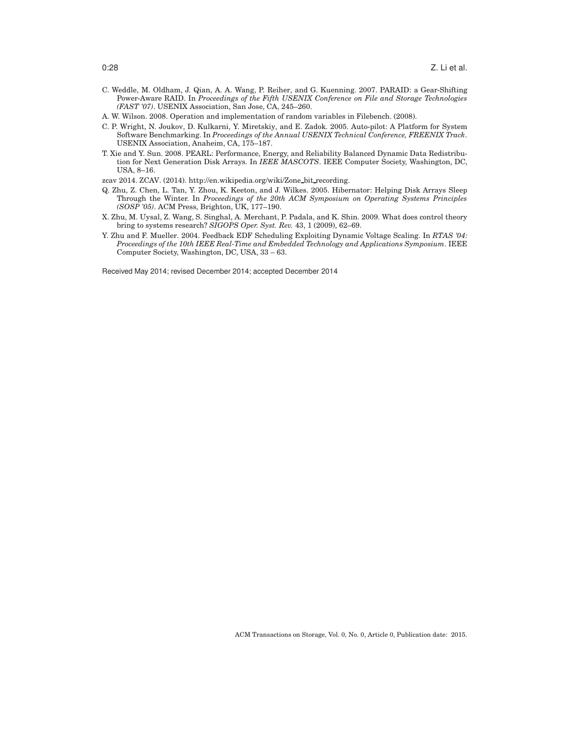C. Weddle, M. Oldham, J. Qian, A. A. Wang, P. Reiher, and G. Kuenning. 2007. PARAID: a Gear-Shifting Power-Aware RAID. In *Proceedings of the Fifth USENIX Conference on File and Storage Technologies (FAST '07)*. USENIX Association, San Jose, CA, 245–260.

A. W. Wilson. 2008. Operation and implementation of random variables in Filebench. (2008).

C. P. Wright, N. Joukov, D. Kulkarni, Y. Miretskiy, and E. Zadok. 2005. Auto-pilot: A Platform for System Software Benchmarking. In *Proceedings of the Annual USENIX Technical Conference, FREENIX Track*. USENIX Association, Anaheim, CA, 175–187.

T. Xie and Y. Sun. 2008. PEARL: Performance, Energy, and Reliability Balanced Dynamic Data Redistribution for Next Generation Disk Arrays. In *IEEE MASCOTS*. IEEE Computer Society, Washington, DC, USA, 8–16.

zcav 2014. ZCAV. (2014). http://en.wikipedia.org/wiki/Zone_bit_recording.

Q. Zhu, Z. Chen, L. Tan, Y. Zhou, K. Keeton, and J. Wilkes. 2005. Hibernator: Helping Disk Arrays Sleep Through the Winter. In *Proceedings of the 20th ACM Symposium on Operating Systems Principles (SOSP '05)*. ACM Press, Brighton, UK, 177–190.

X. Zhu, M. Uysal, Z. Wang, S. Singhal, A. Merchant, P. Padala, and K. Shin. 2009. What does control theory bring to systems research? *SIGOPS Oper. Syst. Rev.* 43, 1 (2009), 62–69.

Y. Zhu and F. Mueller. 2004. Feedback EDF Scheduling Exploiting Dynamic Voltage Scaling. In *RTAS '04: Proceedings of the 10th IEEE Real-Time and Embedded Technology and Applications Symposium*. IEEE Computer Society, Washington, DC, USA, 33 – 63.

Received May 2014; revised December 2014; accepted December 2014